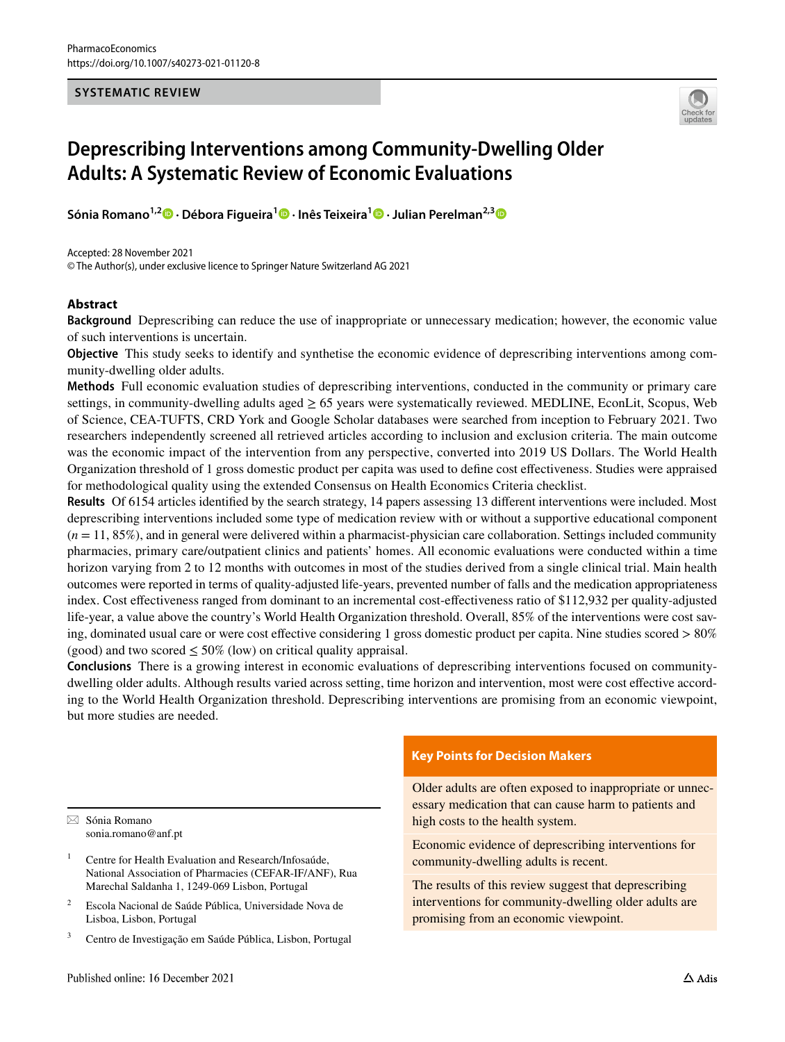SYSTEMATIC REVIEW

# Deprescribing Interventions among Community-Dwelling Older Adults: A Systematic Review of Economic Evaluations

**Sónia Romano[1,2] · Débora Figueira[1] · Inês Teixeira[1] · Julian Perelman[2,3]**

Accepted: 28 November 2021
© The Author(s), under exclusive licence to Springer Nature Switzerland AG 2021

## Abstract

**Background** Deprescribing can reduce the use of inappropriate or unnecessary medication; however, the economic value of such interventions is uncertain.

**Objective** This study seeks to identify and synthetise the economic evidence of deprescribing interventions among community-dwelling older adults.

**Methods** Full economic evaluation studies of deprescribing interventions, conducted in the community or primary care settings, in community-dwelling adults aged ≥ 65 years were systematically reviewed. MEDLINE, EconLit, Scopus, Web of Science, CEA-TUFTS, CRD York and Google Scholar databases were searched from inception to February 2021. Two researchers independently screened all retrieved articles according to inclusion and exclusion criteria. The main outcome was the economic impact of the intervention from any perspective, converted into 2019 US Dollars. The World Health Organization threshold of 1 gross domestic product per capita was used to define cost effectiveness. Studies were appraised for methodological quality using the extended Consensus on Health Economics Criteria checklist.

**Results** Of 6154 articles identified by the search strategy, 14 papers assessing 13 different interventions were included. Most deprescribing interventions included some type of medication review with or without a supportive educational component ($n = 11$, 85%), and in general were delivered within a pharmacist-physician care collaboration. Settings included community pharmacies, primary care/outpatient clinics and patients' homes. All economic evaluations were conducted within a time horizon varying from 2 to 12 months with outcomes in most of the studies derived from a single clinical trial. Main health outcomes were reported in terms of quality-adjusted life-years, prevented number of falls and the medication appropriateness index. Cost effectiveness ranged from dominant to an incremental cost-effectiveness ratio of $112,932 per quality-adjusted life-year, a value above the country's World Health Organization threshold. Overall, 85% of the interventions were cost saving, dominated usual care or were cost effective considering 1 gross domestic product per capita. Nine studies scored > 80% (good) and two scored ≤ 50% (low) on critical quality appraisal.

**Conclusions** There is a growing interest in economic evaluations of deprescribing interventions focused on community-dwelling older adults. Although results varied across setting, time horizon and intervention, most were cost effective according to the World Health Organization threshold. Deprescribing interventions are promising from an economic viewpoint, but more studies are needed.

**Key Points for Decision Makers**

Older adults are often exposed to inappropriate or unnecessary medication that can cause harm to patients and high costs to the health system.

Economic evidence of deprescribing interventions for community-dwelling adults is recent.

The results of this review suggest that deprescribing interventions for community-dwelling older adults are promising from an economic viewpoint.

---

✉ Sónia Romano
sonia.romano@anf.pt

1 Centre for Health Evaluation and Research/Infosaúde, National Association of Pharmacies (CEFAR-IF/ANF), Rua Marechal Saldanha 1, 1249-069 Lisbon, Portugal

2 Escola Nacional de Saúde Pública, Universidade Nova de Lisboa, Lisbon, Portugal

3 Centro de Investigação em Saúde Pública, Lisbon, Portugal

Published online: 16 December 2021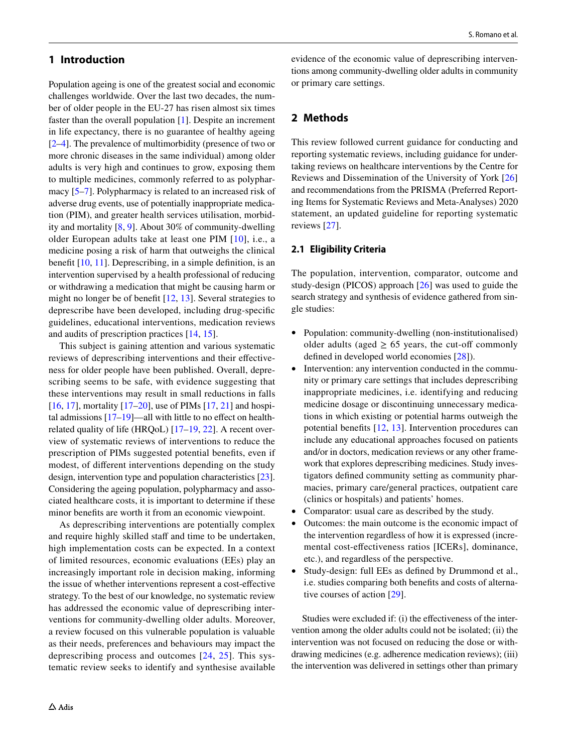## 1 Introduction

Population ageing is one of the greatest social and economic challenges worldwide. Over the last two decades, the number of older people in the EU-27 has risen almost six times faster than the overall population [1]. Despite an increment in life expectancy, there is no guarantee of healthy ageing [2–4]. The prevalence of multimorbidity (presence of two or more chronic diseases in the same individual) among older adults is very high and continues to grow, exposing them to multiple medicines, commonly referred to as polypharmacy [5–7]. Polypharmacy is related to an increased risk of adverse drug events, use of potentially inappropriate medication (PIM), and greater health services utilisation, morbidity and mortality [8, 9]. About 30% of community-dwelling older European adults take at least one PIM [10], i.e., a medicine posing a risk of harm that outweighs the clinical benefit [10, 11]. Deprescribing, in a simple definition, is an intervention supervised by a health professional of reducing or withdrawing a medication that might be causing harm or might no longer be of benefit [12, 13]. Several strategies to deprescribe have been developed, including drug-specific guidelines, educational interventions, medication reviews and audits of prescription practices [14, 15].

This subject is gaining attention and various systematic reviews of deprescribing interventions and their effectiveness for older people have been published. Overall, deprescribing seems to be safe, with evidence suggesting that these interventions may result in small reductions in falls [16, 17], mortality [17–20], use of PIMs [17, 21] and hospital admissions [17–19]—all with little to no effect on health-related quality of life (HRQoL) [17–19, 22]. A recent overview of systematic reviews of interventions to reduce the prescription of PIMs suggested potential benefits, even if modest, of different interventions depending on the study design, intervention type and population characteristics [23]. Considering the ageing population, polypharmacy and associated healthcare costs, it is important to determine if these minor benefits are worth it from an economic viewpoint.

As deprescribing interventions are potentially complex and require highly skilled staff and time to be undertaken, high implementation costs can be expected. In a context of limited resources, economic evaluations (EEs) play an increasingly important role in decision making, informing the issue of whether interventions represent a cost-effective strategy. To the best of our knowledge, no systematic review has addressed the economic value of deprescribing interventions for community-dwelling older adults. Moreover, a review focused on this vulnerable population is valuable as their needs, preferences and behaviours may impact the deprescribing process and outcomes [24, 25]. This systematic review seeks to identify and synthesise available evidence of the economic value of deprescribing interventions among community-dwelling older adults in community or primary care settings.

## 2 Methods

This review followed current guidance for conducting and reporting systematic reviews, including guidance for undertaking reviews on healthcare interventions by the Centre for Reviews and Dissemination of the University of York [26] and recommendations from the PRISMA (Preferred Reporting Items for Systematic Reviews and Meta-Analyses) 2020 statement, an updated guideline for reporting systematic reviews [27].

### 2.1 Eligibility Criteria

The population, intervention, comparator, outcome and study-design (PICOS) approach [26] was used to guide the search strategy and synthesis of evidence gathered from single studies:

- Population: community-dwelling (non-institutionalised) older adults (aged ≥ 65 years, the cut-off commonly defined in developed world economies [28]).
- Intervention: any intervention conducted in the community or primary care settings that includes deprescribing inappropriate medicines, i.e. identifying and reducing medicine dosage or discontinuing unnecessary medications in which existing or potential harms outweigh the potential benefits [12, 13]. Intervention procedures can include any educational approaches focused on patients and/or in doctors, medication reviews or any other framework that explores deprescribing medicines. Study investigators defined community setting as community pharmacies, primary care/general practices, outpatient care (clinics or hospitals) and patients' homes.
- Comparator: usual care as described by the study.
- Outcomes: the main outcome is the economic impact of the intervention regardless of how it is expressed (incremental cost-effectiveness ratios [ICERs], dominance, etc.), and regardless of the perspective.
- Study-design: full EEs as defined by Drummond et al., i.e. studies comparing both benefits and costs of alternative courses of action [29].

Studies were excluded if: (i) the effectiveness of the intervention among the older adults could not be isolated; (ii) the intervention was not focused on reducing the dose or withdrawing medicines (e.g. adherence medication reviews); (iii) the intervention was delivered in settings other than primary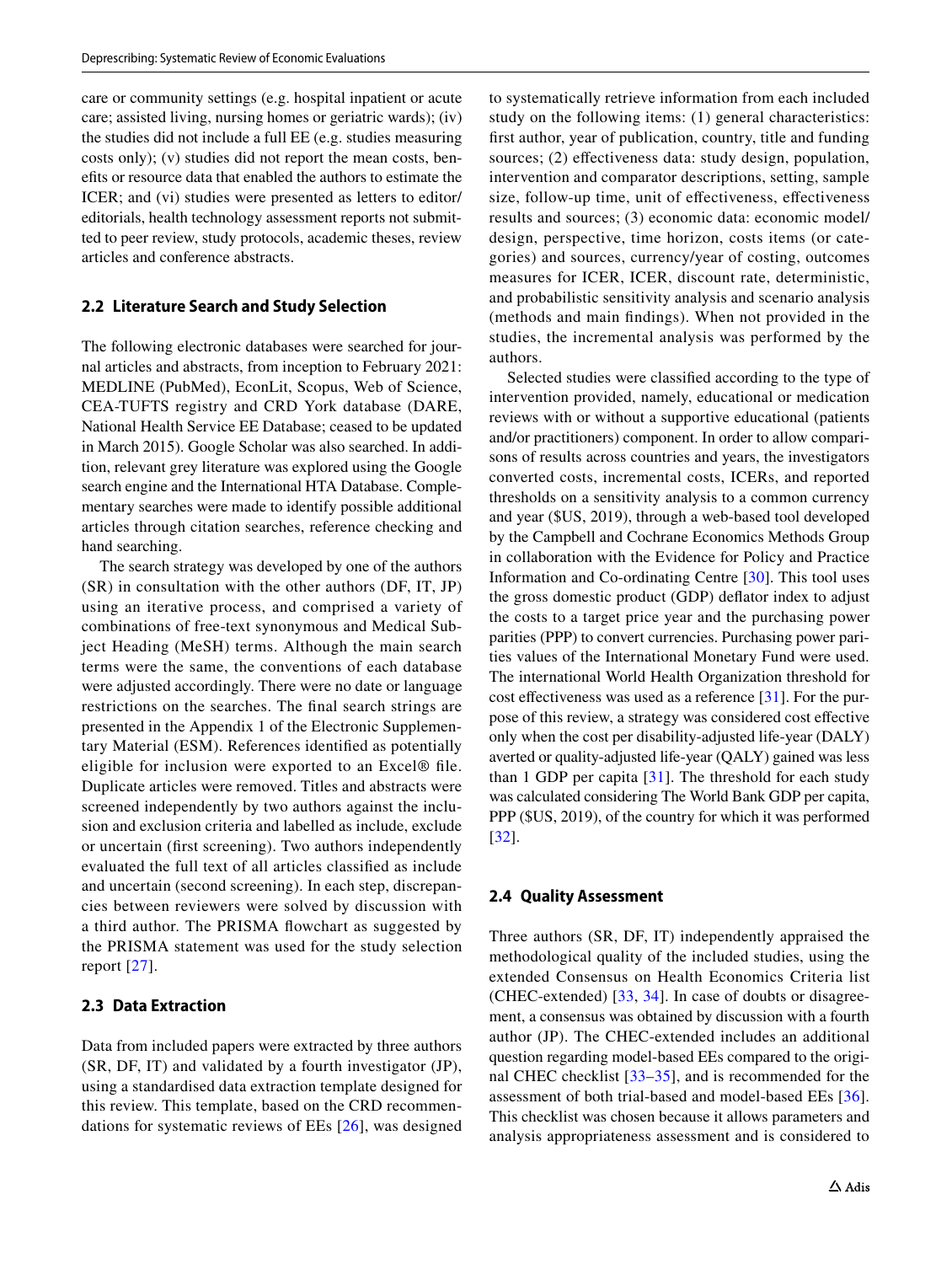care or community settings (e.g. hospital inpatient or acute care; assisted living, nursing homes or geriatric wards); (iv) the studies did not include a full EE (e.g. studies measuring costs only); (v) studies did not report the mean costs, benefits or resource data that enabled the authors to estimate the ICER; and (vi) studies were presented as letters to editor/editorials, health technology assessment reports not submitted to peer review, study protocols, academic theses, review articles and conference abstracts.

### 2.2 Literature Search and Study Selection

The following electronic databases were searched for journal articles and abstracts, from inception to February 2021: MEDLINE (PubMed), EconLit, Scopus, Web of Science, CEA-TUFTS registry and CRD York database (DARE, National Health Service EE Database; ceased to be updated in March 2015). Google Scholar was also searched. In addition, relevant grey literature was explored using the Google search engine and the International HTA Database. Complementary searches were made to identify possible additional articles through citation searches, reference checking and hand searching.

The search strategy was developed by one of the authors (SR) in consultation with the other authors (DF, IT, JP) using an iterative process, and comprised a variety of combinations of free-text synonymous and Medical Subject Heading (MeSH) terms. Although the main search terms were the same, the conventions of each database were adjusted accordingly. There were no date or language restrictions on the searches. The final search strings are presented in the Appendix 1 of the Electronic Supplementary Material (ESM). References identified as potentially eligible for inclusion were exported to an Excel® file. Duplicate articles were removed. Titles and abstracts were screened independently by two authors against the inclusion and exclusion criteria and labelled as include, exclude or uncertain (first screening). Two authors independently evaluated the full text of all articles classified as include and uncertain (second screening). In each step, discrepancies between reviewers were solved by discussion with a third author. The PRISMA flowchart as suggested by the PRISMA statement was used for the study selection report [27].

### 2.3 Data Extraction

Data from included papers were extracted by three authors (SR, DF, IT) and validated by a fourth investigator (JP), using a standardised data extraction template designed for this review. This template, based on the CRD recommendations for systematic reviews of EEs [26], was designed to systematically retrieve information from each included study on the following items: (1) general characteristics: first author, year of publication, country, title and funding sources; (2) effectiveness data: study design, population, intervention and comparator descriptions, setting, sample size, follow-up time, unit of effectiveness, effectiveness results and sources; (3) economic data: economic model/design, perspective, time horizon, costs items (or categories) and sources, currency/year of costing, outcomes measures for ICER, ICER, discount rate, deterministic, and probabilistic sensitivity analysis and scenario analysis (methods and main findings). When not provided in the studies, the incremental analysis was performed by the authors.

Selected studies were classified according to the type of intervention provided, namely, educational or medication reviews with or without a supportive educational (patients and/or practitioners) component. In order to allow comparisons of results across countries and years, the investigators converted costs, incremental costs, ICERs, and reported thresholds on a sensitivity analysis to a common currency and year ($US, 2019), through a web-based tool developed by the Campbell and Cochrane Economics Methods Group in collaboration with the Evidence for Policy and Practice Information and Co-ordinating Centre [30]. This tool uses the gross domestic product (GDP) deflator index to adjust the costs to a target price year and the purchasing power parities (PPP) to convert currencies. Purchasing power parities values of the International Monetary Fund were used. The international World Health Organization threshold for cost effectiveness was used as a reference [31]. For the purpose of this review, a strategy was considered cost effective only when the cost per disability-adjusted life-year (DALY) averted or quality-adjusted life-year (QALY) gained was less than 1 GDP per capita [31]. The threshold for each study was calculated considering The World Bank GDP per capita, PPP ($US, 2019), of the country for which it was performed [32].

### 2.4 Quality Assessment

Three authors (SR, DF, IT) independently appraised the methodological quality of the included studies, using the extended Consensus on Health Economics Criteria list (CHEC-extended) [33, 34]. In case of doubts or disagreement, a consensus was obtained by discussion with a fourth author (JP). The CHEC-extended includes an additional question regarding model-based EEs compared to the original CHEC checklist [33–35], and is recommended for the assessment of both trial-based and model-based EEs [36]. This checklist was chosen because it allows parameters and analysis appropriateness assessment and is considered to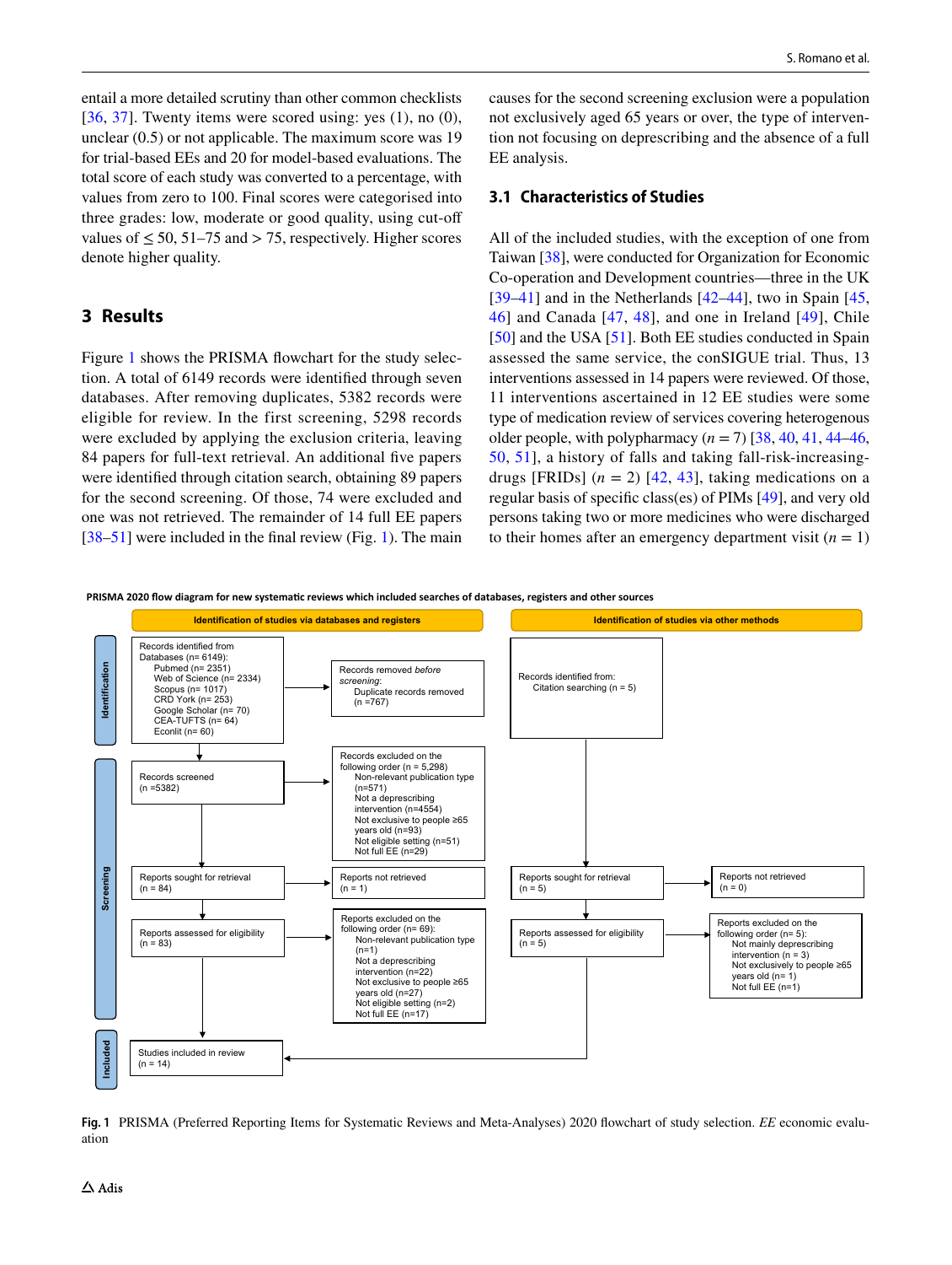entail a more detailed scrutiny than other common checklists [36, 37]. Twenty items were scored using: yes (1), no (0), unclear (0.5) or not applicable. The maximum score was 19 for trial-based EEs and 20 for model-based evaluations. The total score of each study was converted to a percentage, with values from zero to 100. Final scores were categorised into three grades: low, moderate or good quality, using cut-off values of ≤ 50, 51–75 and > 75, respectively. Higher scores denote higher quality.

## 3 Results

Figure 1 shows the PRISMA flowchart for the study selection. A total of 6149 records were identified through seven databases. After removing duplicates, 5382 records were eligible for review. In the first screening, 5298 records were excluded by applying the exclusion criteria, leaving 84 papers for full-text retrieval. An additional five papers were identified through citation search, obtaining 89 papers for the second screening. Of those, 74 were excluded and one was not retrieved. The remainder of 14 full EE papers [38–51] were included in the final review (Fig. 1). The main causes for the second screening exclusion were a population not exclusively aged 65 years or over, the type of intervention not focusing on deprescribing and the absence of a full EE analysis.

### 3.1 Characteristics of Studies

All of the included studies, with the exception of one from Taiwan [38], were conducted for Organization for Economic Co-operation and Development countries—three in the UK [39–41] and in the Netherlands [42–44], two in Spain [45, 46] and Canada [47, 48], and one in Ireland [49], Chile [50] and the USA [51]. Both EE studies conducted in Spain assessed the same service, the conSIGUE trial. Thus, 13 interventions assessed in 14 papers were reviewed. Of those, 11 interventions ascertained in 12 EE studies were some type of medication review of services covering heterogenous older people, with polypharmacy ($n = 7$) [38, 40, 41, 44–46, 50, 51], a history of falls and taking fall-risk-increasing-drugs [FRIDs] ($n = 2$) [42, 43], taking medications on a regular basis of specific class(es) of PIMs [49], and very old persons taking two or more medicines who were discharged to their homes after an emergency department visit ($n = 1$)

**PRISMA 2020 flow diagram for new systematic reviews which included searches of databases, registers and other sources**

**Identification of studies via databases and registers**

*Identification*

- Records identified from Databases (n= 6149): Pubmed (n= 2351), Web of Science (n= 2334), Scopus (n= 1017), CRD York (n= 253), Google Scholar (n= 70), CEA-TUFTS (n= 64), Econlit (n= 60)
- Records removed *before screening*: Duplicate records removed (n =767)

*Screening*

- Records screened (n =5382)
- Records excluded on the following order (n = 5,298): Non-relevant publication type (n=571); Not a deprescribing intervention (n=4554); Not exclusive to people ≥65 years old (n=93); Not eligible setting (n=51); Not full EE (n=29)
- Reports sought for retrieval (n = 84)
- Reports not retrieved (n = 1)
- Reports assessed for eligibility (n = 83)
- Reports excluded on the following order (n= 69): Non-relevant publication type (n=1); Not a deprescribing intervention (n=22); Not exclusive to people ≥65 years old (n=27); Not eligible setting (n=2); Not full EE (n=17)

*Included*

- Studies included in review (n = 14)

**Identification of studies via other methods**

- Records identified from: Citation searching (n = 5)
- Reports sought for retrieval (n = 5)
- Reports not retrieved (n = 0)
- Reports assessed for eligibility (n = 5)
- Reports excluded on the following order (n= 5): Not mainly deprescribing intervention (n = 3); Not exclusively to people ≥65 years old (n= 1); Not full EE (n=1)

**Fig. 1** PRISMA (Preferred Reporting Items for Systematic Reviews and Meta-Analyses) 2020 flowchart of study selection. *EE* economic evaluation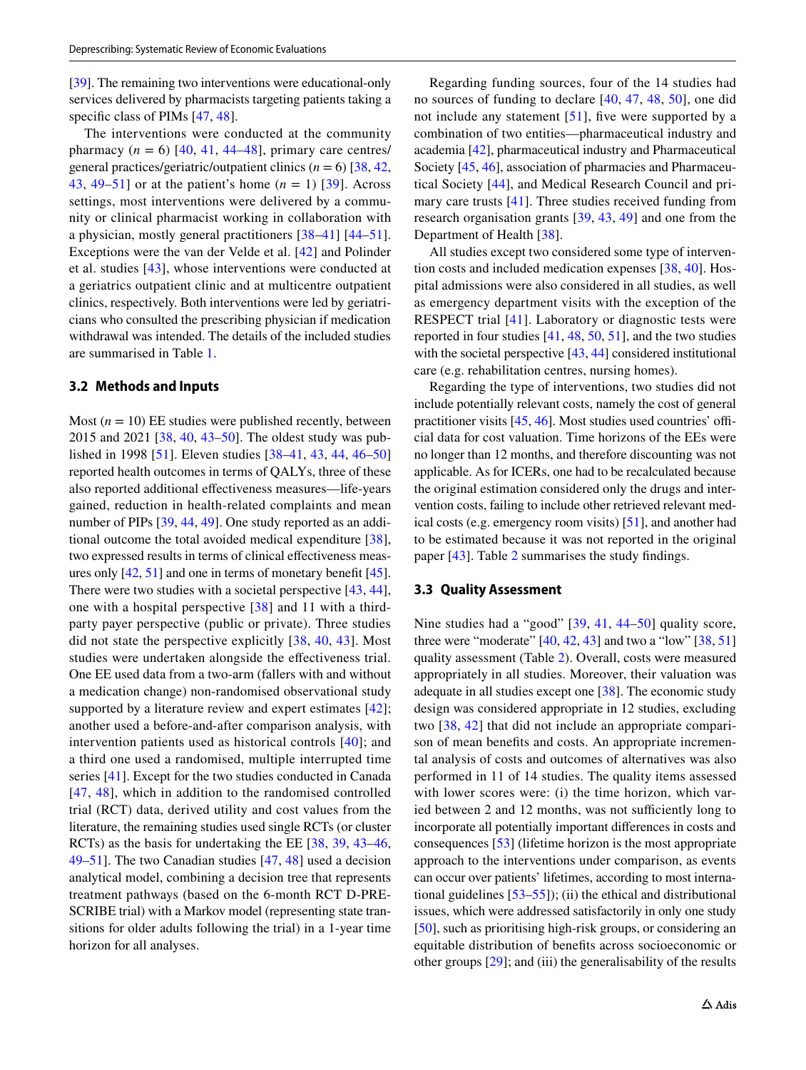[39]. The remaining two interventions were educational-only services delivered by pharmacists targeting patients taking a specific class of PIMs [47, 48].

The interventions were conducted at the community pharmacy ($n$ = 6) [40, 41, 44–48], primary care centres/general practices/geriatric/outpatient clinics ($n$ = 6) [38, 42, 43, 49–51] or at the patient's home ($n$ = 1) [39]. Across settings, most interventions were delivered by a community or clinical pharmacist working in collaboration with a physician, mostly general practitioners [38–41] [44–51]. Exceptions were the van der Velde et al. [42] and Polinder et al. studies [43], whose interventions were conducted at a geriatrics outpatient clinic and at multicentre outpatient clinics, respectively. Both interventions were led by geriatricians who consulted the prescribing physician if medication withdrawal was intended. The details of the included studies are summarised in Table 1.

### 3.2 Methods and Inputs

Most ($n$ = 10) EE studies were published recently, between 2015 and 2021 [38, 40, 43–50]. The oldest study was published in 1998 [51]. Eleven studies [38–41, 43, 44, 46–50] reported health outcomes in terms of QALYs, three of these also reported additional effectiveness measures—life-years gained, reduction in health-related complaints and mean number of PIPs [39, 44, 49]. One study reported as an additional outcome the total avoided medical expenditure [38], two expressed results in terms of clinical effectiveness measures only [42, 51] and one in terms of monetary benefit [45]. There were two studies with a societal perspective [43, 44], one with a hospital perspective [38] and 11 with a third-party payer perspective (public or private). Three studies did not state the perspective explicitly [38, 40, 43]. Most studies were undertaken alongside the effectiveness trial. One EE used data from a two-arm (fallers with and without a medication change) non-randomised observational study supported by a literature review and expert estimates [42]; another used a before-and-after comparison analysis, with intervention patients used as historical controls [40]; and a third one used a randomised, multiple interrupted time series [41]. Except for the two studies conducted in Canada [47, 48], which in addition to the randomised controlled trial (RCT) data, derived utility and cost values from the literature, the remaining studies used single RCTs (or cluster RCTs) as the basis for undertaking the EE [38, 39, 43–46, 49–51]. The two Canadian studies [47, 48] used a decision analytical model, combining a decision tree that represents treatment pathways (based on the 6-month RCT D-PRESCRIBE trial) with a Markov model (representing state transitions for older adults following the trial) in a 1-year time horizon for all analyses.

Regarding funding sources, four of the 14 studies had no sources of funding to declare [40, 47, 48, 50], one did not include any statement [51], five were supported by a combination of two entities—pharmaceutical industry and academia [42], pharmaceutical industry and Pharmaceutical Society [45, 46], association of pharmacies and Pharmaceutical Society [44], and Medical Research Council and primary care trusts [41]. Three studies received funding from research organisation grants [39, 43, 49] and one from the Department of Health [38].

All studies except two considered some type of intervention costs and included medication expenses [38, 40]. Hospital admissions were also considered in all studies, as well as emergency department visits with the exception of the RESPECT trial [41]. Laboratory or diagnostic tests were reported in four studies [41, 48, 50, 51], and the two studies with the societal perspective [43, 44] considered institutional care (e.g. rehabilitation centres, nursing homes).

Regarding the type of interventions, two studies did not include potentially relevant costs, namely the cost of general practitioner visits [45, 46]. Most studies used countries' official data for cost valuation. Time horizons of the EEs were no longer than 12 months, and therefore discounting was not applicable. As for ICERs, one had to be recalculated because the original estimation considered only the drugs and intervention costs, failing to include other retrieved relevant medical costs (e.g. emergency room visits) [51], and another had to be estimated because it was not reported in the original paper [43]. Table 2 summarises the study findings.

### 3.3 Quality Assessment

Nine studies had a "good" [39, 41, 44–50] quality score, three were "moderate" [40, 42, 43] and two a "low" [38, 51] quality assessment (Table 2). Overall, costs were measured appropriately in all studies. Moreover, their valuation was adequate in all studies except one [38]. The economic study design was considered appropriate in 12 studies, excluding two [38, 42] that did not include an appropriate comparison of mean benefits and costs. An appropriate incremental analysis of costs and outcomes of alternatives was also performed in 11 of 14 studies. The quality items assessed with lower scores were: (i) the time horizon, which varied between 2 and 12 months, was not sufficiently long to incorporate all potentially important differences in costs and consequences [53] (lifetime horizon is the most appropriate approach to the interventions under comparison, as events can occur over patients' lifetimes, according to most international guidelines [53–55]); (ii) the ethical and distributional issues, which were addressed satisfactorily in only one study [50], such as prioritising high-risk groups, or considering an equitable distribution of benefits across socioeconomic or other groups [29]; and (iii) the generalisability of the results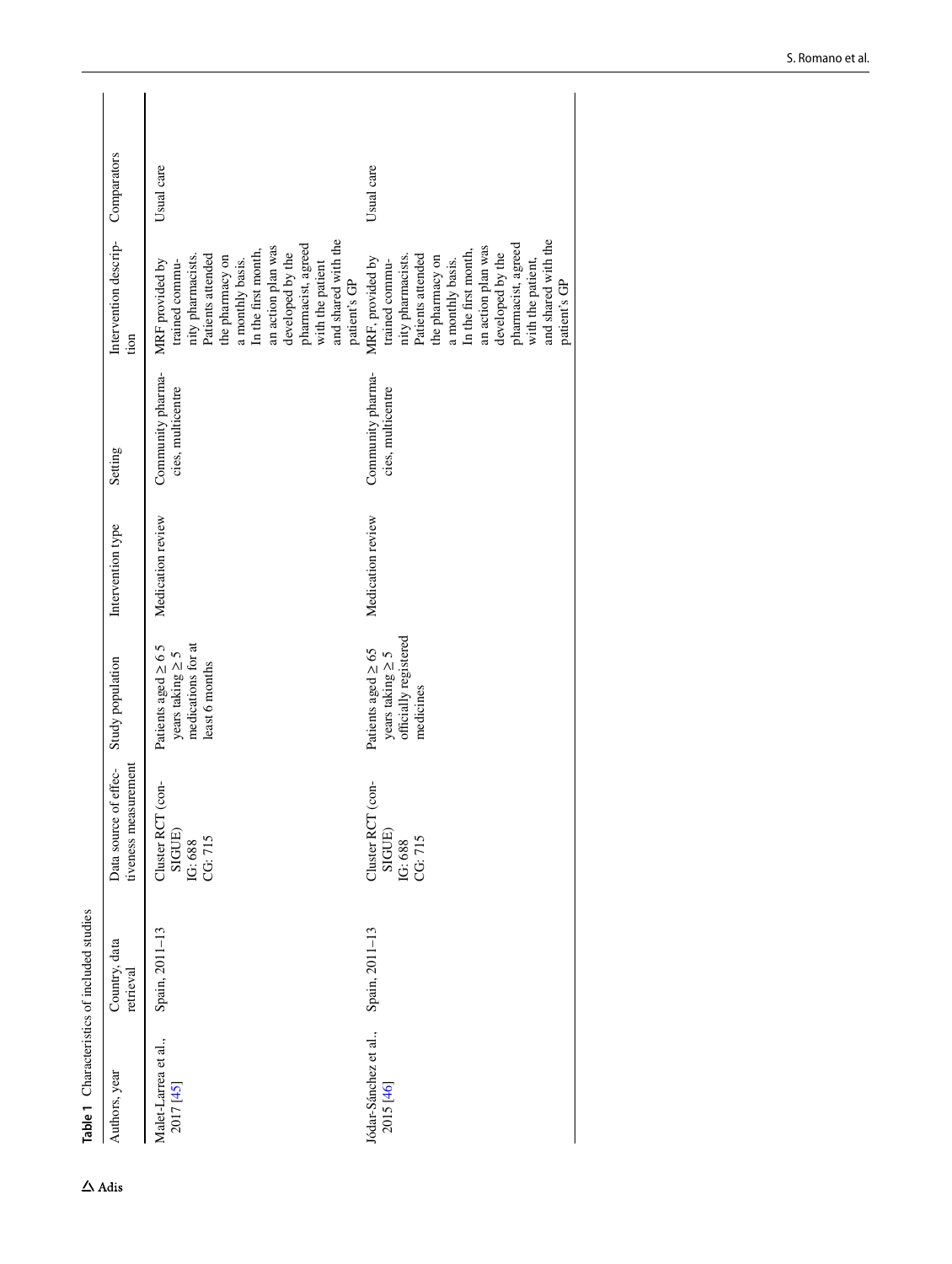**Table 1** Characteristics of included studies

| Authors, year | Country, data retrieval | Data source of effectiveness measurement | Study population | Intervention type | Setting | Intervention description | Comparators |
|---|---|---|---|---|---|---|---|
| Malet-Larrea et al., 2017 [45] | Spain, 2011–13 | Cluster RCT (conSIGUE) IG: 688 CG: 715 | Patients aged ≥ 65 years taking ≥ 5 medications for at least 6 months | Medication review | Community pharmacies, multicentre | MRF provided by trained community pharmacists. Patients attended the pharmacy on a monthly basis. In the first month, an action plan was developed by the pharmacist, agreed with the patient and shared with the patient's GP | Usual care |
| Jódar-Sánchez et al., 2015 [46] | Spain, 2011–13 | Cluster RCT (conSIGUE) IG: 688 CG: 715 | Patients aged ≥ 65 years taking ≥ 5 officially registered medicines | Medication review | Community pharmacies, multicentre | MRF, provided by trained community pharmacists. Patients attended the pharmacy on a monthly basis. In the first month, an action plan was developed by the pharmacist, agreed with the patient, and shared with the patient's GP | Usual care |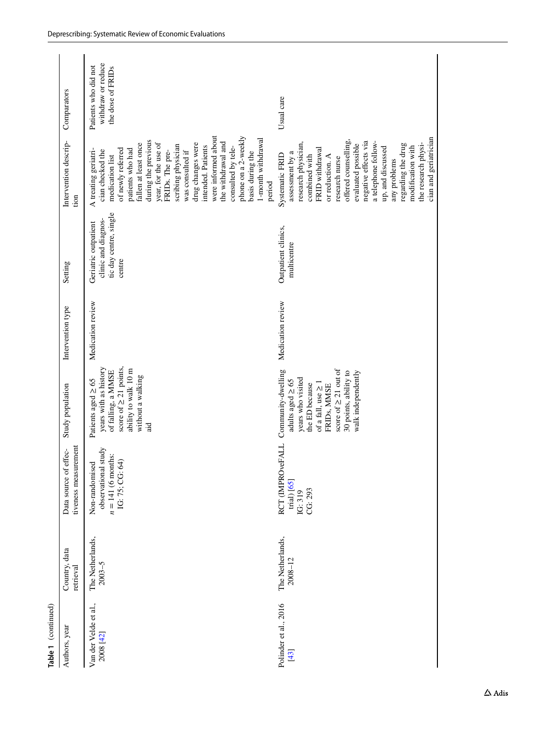**Table 1** (continued)

| Authors, year | Country, data retrieval | Data source of effectiveness measurement | Study population | Intervention type | Setting | Intervention description | Comparators |
|---|---|---|---|---|---|---|---|
| Van der Velde et al., 2008 [42] | The Netherlands, 2003–5 | Non-randomised observational study $n = 141$ (6 months: IG: 75; CG: 64) | Patients aged ≥ 65 years with as history of falling, a MMSE score of ≥ 21 points, ability to walk 10 m without a walking aid | Medication review | Geriatric outpatient clinic and diagnostic day centre, single centre | A treating geriatrician checked the medication list of newly referred patients who had fallen at least once during the previous year, for the use of FRIDs. The prescribing physician was consulted if drug changes were intended. Patients were informed about the withdrawal and consulted by telephone on a 2-weekly basis during the 1-month withdrawal period | Patients who did not withdraw or reduce the dose of FRIDs |
| Polinder et al., 2016 [43] | The Netherlands, 2008–12 | RCT (IMPROveFALL trial) [65] IG: 319 CG: 293 | Community-dwelling adults aged ≥ 65 years who visited the ED because of a fall, use ≥ 1 FRIDs, MMSE score of ≥ 21 out of 30 points, ability to walk independently | Medication review | Outpatient clinics, multicentre | Systematic FRID assessment by a research physician, combined with FRID withdrawal or reduction. A research nurse offered counselling, evaluated possible negative effects via a telephone follow-up, and discussed any problems regarding the drug modification with the research physician and geriatrician | Usual care |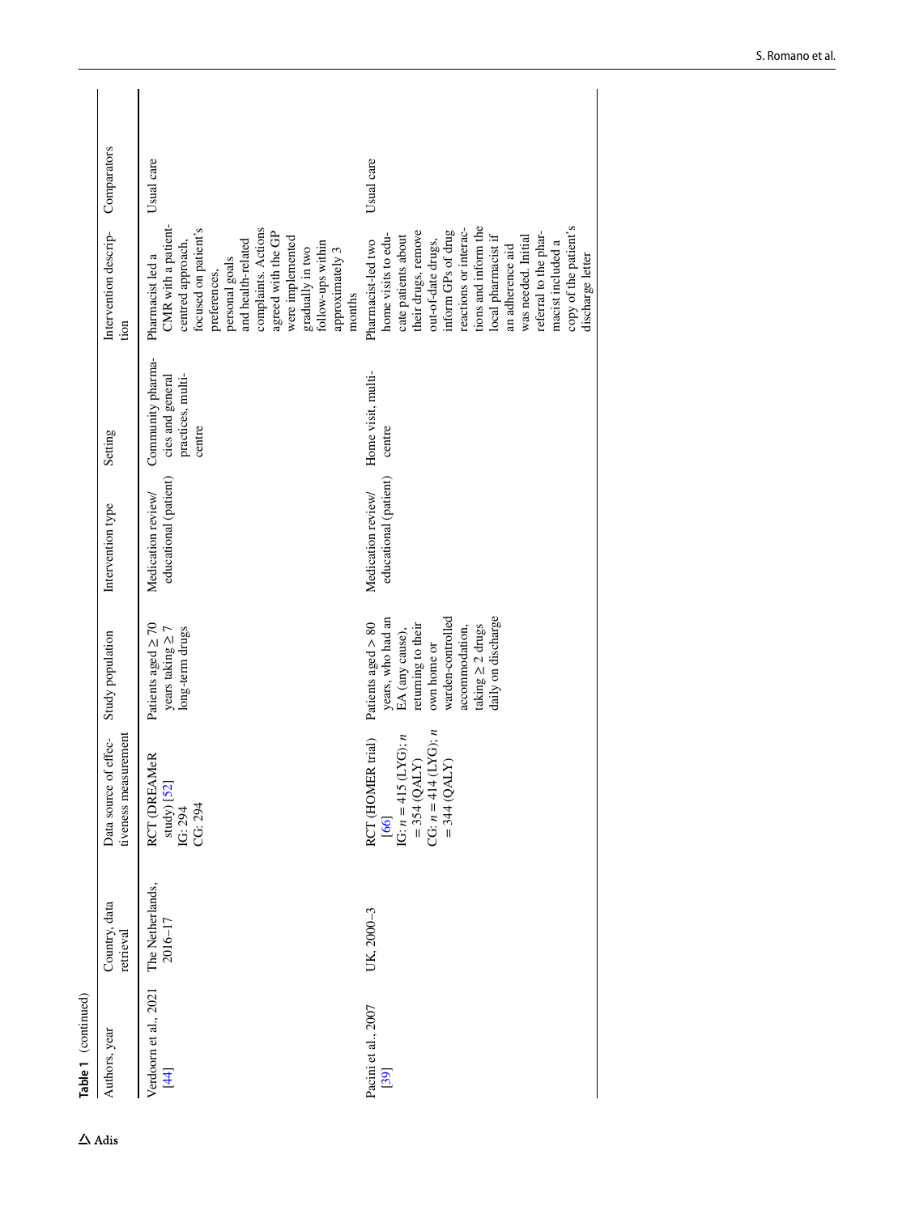**Table 1** (continued)

| Authors, year | Country, data retrieval | Data source of effectiveness measurement | Study population | Intervention type | Setting | Intervention description | Comparators |
|---|---|---|---|---|---|---|---|
| Verdoorn et al., 2021 [44] | The Netherlands, 2016–17 | RCT (DREAMeR study) [52]<br>IG: 294<br>CG: 294 | Patients aged ≥ 70 years taking ≥ 7 long-term drugs | Medication review/ educational (patient) | Community pharmacies and general practices, multicentre | Pharmacist led a CMR with a patient-centred approach, focused on patient's preferences, personal goals and health-related complaints. Actions agreed with the GP were implemented gradually in two follow-ups within approximately 3 months | Usual care |
| Pacini et al., 2007 [39] | UK, 2000–3 | RCT (HOMER trial) [66]<br>IG: $n = 415$ (LYG); $n = 354$ (QALY)<br>CG: $n = 414$ (LYG); $n = 344$ (QALY) | Patients aged > 80 years, who had an EA (any cause), returning to their own home or warden-controlled accommodation, taking ≥ 2 drugs daily on discharge | Medication review/ educational (patient) | Home visit, multicentre | Pharmacist-led two home visits to educate patients about their drugs, remove out-of-date drugs, inform GPs of drug reactions or interactions and inform the local pharmacist if an adherence aid was needed. Initial referral to the pharmacist included a copy of the patient's discharge letter | Usual care |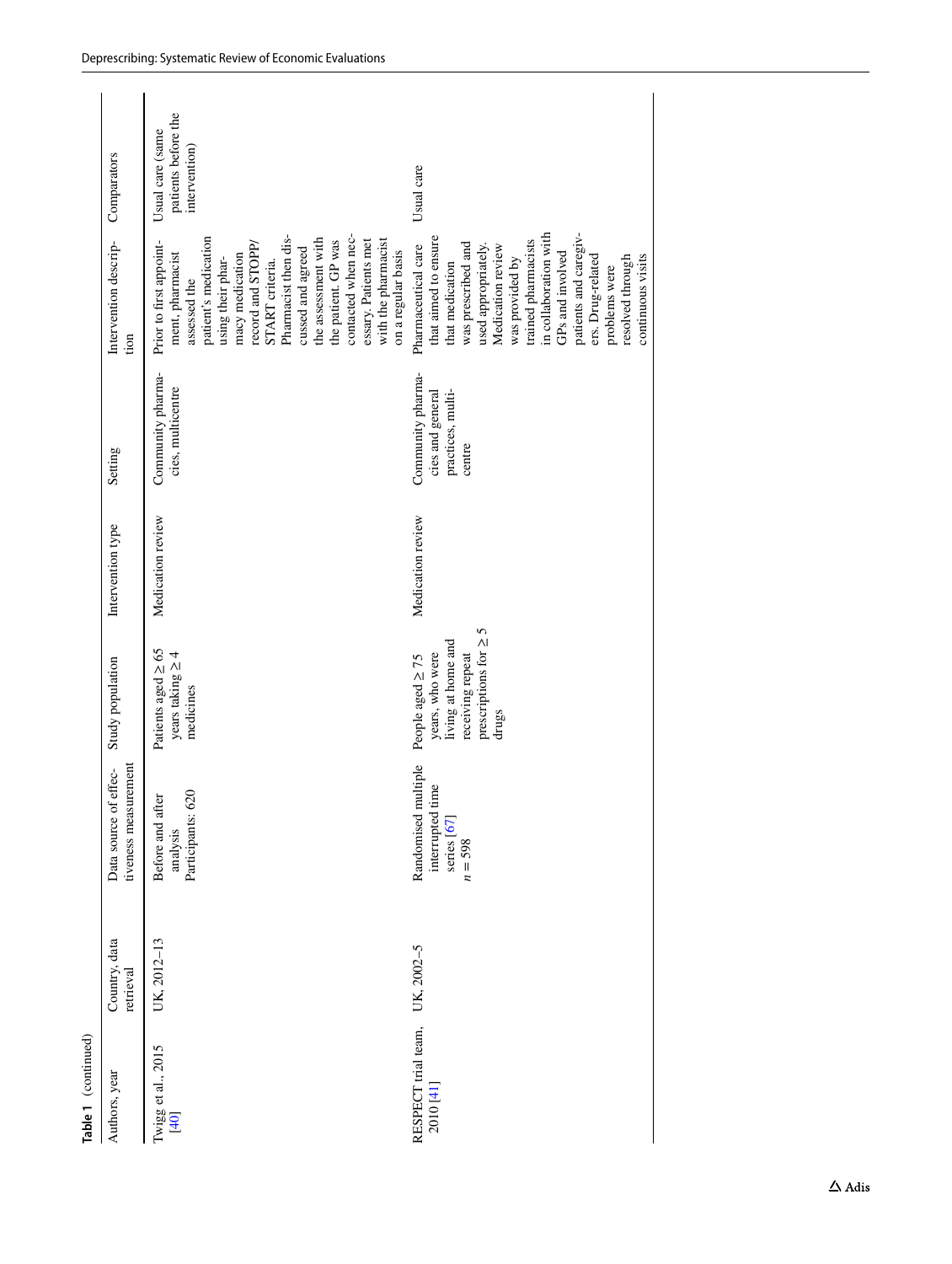**Table 1** (continued)

| Authors, year | Country, data retrieval | Data source of effectiveness measurement | Study population | Intervention type | Setting | Intervention description | Comparators |
|---|---|---|---|---|---|---|---|
| Twigg et al., 2015 [40] | UK, 2012–13 | Before and after analysis<br>Participants: 620 | Patients aged ≥ 65 years taking ≥ 4 medicines | Medication review | Community pharmacies, multicentre | Prior to first appointment, pharmacist assessed the patient's medication using their pharmacy medication record and STOPP/START criteria. Pharmacist then discussed and agreed the assessment with the patient. GP was contacted when necessary. Patients met with the pharmacist on a regular basis | Usual care (same patients before the intervention) |
| RESPECT trial team, 2010 [41] | UK, 2002–5 | Randomised multiple interrupted time series [67]<br>$n = 598$ | People aged ≥ 75 years, who were living at home and receiving repeat prescriptions for ≥ 5 drugs | Medication review | Community pharmacies and general practices, multicentre | Pharmaceutical care that aimed to ensure that medication was prescribed and used appropriately. Medication review was provided by trained pharmacists in collaboration with GPs and involved patients and caregivers. Drug-related problems were resolved through continuous visits | Usual care |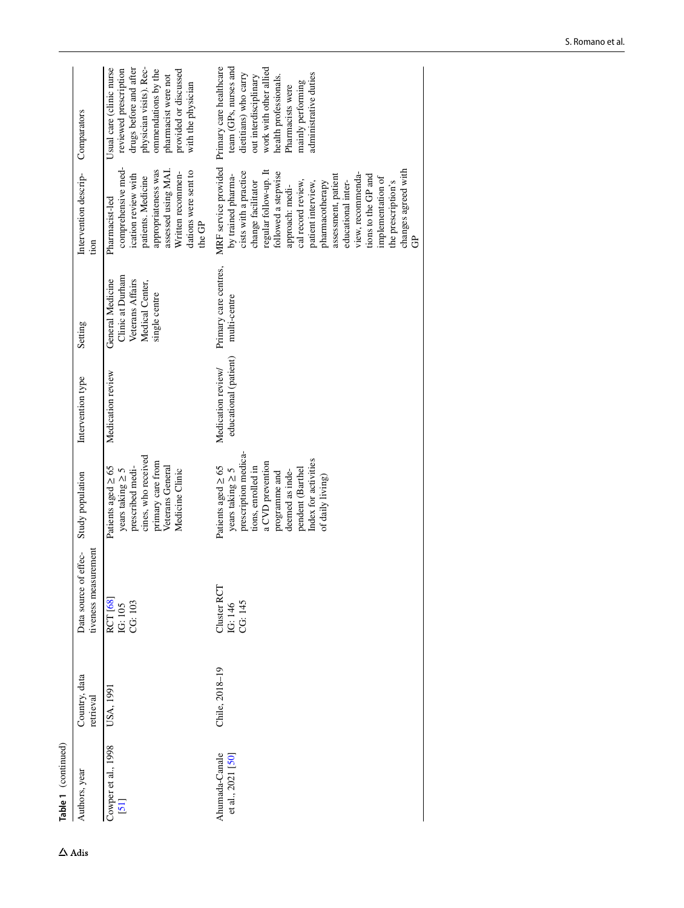**Table 1** (continued)

| Authors, year | Country, data retrieval | Data source of effectiveness measurement | Study population | Intervention type | Setting | Intervention description | Comparators |
|---|---|---|---|---|---|---|---|
| Cowper et al., 1998 [51] | USA, 1991 | RCT [68]<br>IG: 105<br>CG: 103 | Patients aged ≥ 65 years taking ≥ 5 prescribed medicines, who received primary care from Veterans General Medicine Clinic | Medication review | General Medicine Clinic at Durham Veterans Affairs Medical Center, single centre | Pharmacist-led comprehensive medication review with patients. Medicine appropriateness was assessed using MAI. Written recommendations were sent to the GP | Usual care (clinic nurse reviewed prescription drugs before and after physician visits). Recommendations by the pharmacist were not provided or discussed with the physician |
| Ahumada-Canale et al., 2021 [50] | Chile, 2018–19 | Cluster RCT<br>IG: 146<br>CG: 145 | Patients aged ≥ 65 years taking ≥ 5 prescription medications, enrolled in a CVD prevention programme and deemed as independent (Barthel Index for activities of daily living) | Medication review/ educational (patient) | Primary care centres, multi-centre | MRF service provided by trained pharmacists with a practice change facilitator regular follow-up. It followed a stepwise approach: medical record review, patient interview, pharmacotherapy assessment, patient educational interview, recommendations to the GP and implementation of the prescription's changes agreed with GP | Primary care healthcare team (GPs, nurses and dietitians) who carry out interdisciplinary work with other allied health professionals. Pharmacists were mainly performing administrative duties |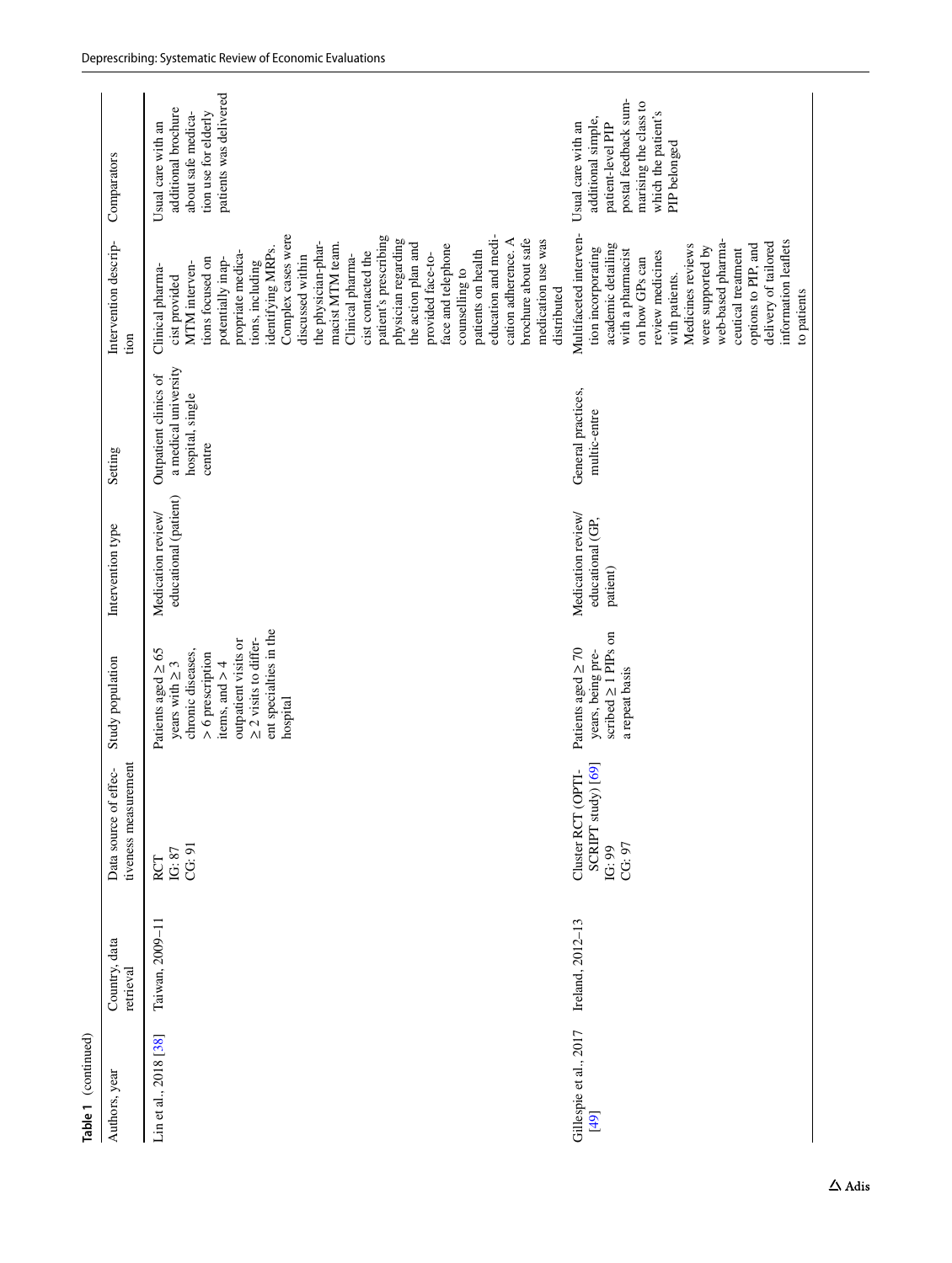Table 1 (continued)

| Authors, year | Country, data retrieval | Data source of effectiveness measurement | Study population | Intervention type | Setting | Intervention description | Comparators |
|---|---|---|---|---|---|---|---|
| Lin et al., 2018 [38] | Taiwan, 2009–11 | RCT<br>IG: 87<br>CG: 91 | Patients aged ≥ 65 years with ≥ 3 chronic diseases, > 6 prescription items, and > 4 outpatient visits or ≥ 2 visits to different specialties in the hospital | Medication review/ educational (patient) | Outpatient clinics of a medical university hospital, single centre | Clinical pharmacist provided MTM interventions focused on potentially inappropriate medications, including identifying MRPs. Complex cases were discussed within the physician-pharmacist MTM team. Clinical pharmacist contacted the patient's prescribing physician regarding the action plan and provided face-to-face and telephone counselling to patients on health education and medication adherence. A brochure about safe medication use was distributed | Usual care with an additional brochure about safe medication use for elderly patients was delivered |
| Gillespie et al., 2017 [49] | Ireland, 2012–13 | Cluster RCT (OPTI-SCRIPT study) [69]<br>IG: 99<br>CG: 97 | Patients aged ≥ 70 years, being prescribed ≥ 1 PIPs on a repeat basis | Medication review/ educational (GP, patient) | General practices, multic-entre | Multifaceted intervention incorporating academic detailing with a pharmacist on how GPs can review medicines with patients. Medicines reviews were supported by web-based pharmaceutical treatment options to PIP, and delivery of tailored information leaflets to patients | Usual care with an additional simple, patient-level PIP postal feedback summarising the class to which the patient's PIP belonged |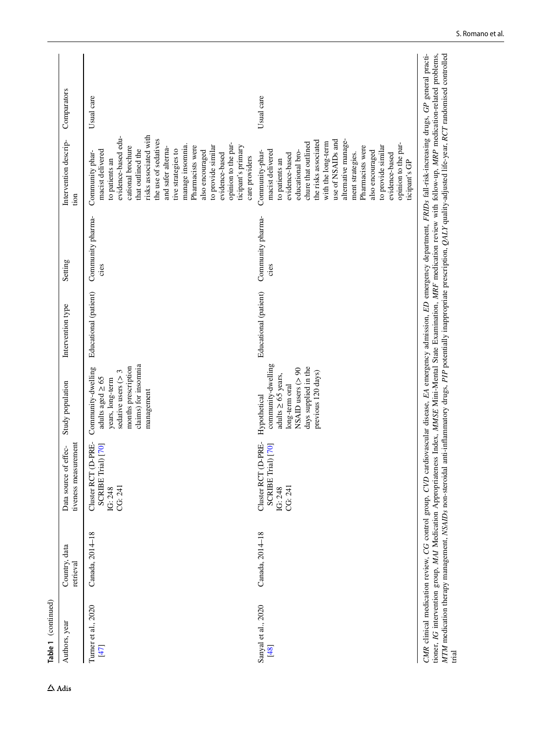**Table 1** (continued)

| Authors, year | Country, data retrieval | Data source of effectiveness measurement | Study population | Intervention type | Setting | Intervention description | Comparators |
|---|---|---|---|---|---|---|---|
| Turner et al., 2020 [47] | Canada, 2014–18 | Cluster RCT (D-PRESCRIBE Trial) [70] IG: 248 CG: 241 | Community-dwelling adults aged ≥ 65 years, long-term sedative users (> 3 months prescription claims) for insomnia management | Educational (patient) | Community pharmacies | Community pharmacist delivered to patients an evidence-based educational brochure that outlined the risks associated with the use of sedatives and safer alternative strategies to manage insomnia. Pharmacists were also encouraged to provide similar evidence-based opinion to the participant's primary care providers | Usual care |
| Sanyal et al., 2020 [48] | Canada, 2014–18 | Cluster RCT (D-PRESCRIBE Trial) [70] IG: 248 CG: 241 | Hypothetical community-dwelling adults ≥ 65 years, long-term oral NSAID users (> 90 days supplied in the previous 120 days) | Educational (patient) | Community pharmacies | Community-pharmacist delivered to patients an evidence-based educational brochure that outlined the risks associated with the long-term use of NSAIDs and alternative management strategies. Pharmacists were also encouraged to provide similar evidence-based opinion to the participant's GP | Usual care |

*CMR* clinical medication review, *CG* control group, *CVD* cardiovascular disease, *EA* emergency admission, *ED* emergency department, *FRIDs* fall-risk-increasing drugs, *GP* general practitioner, *IG* intervention group, *MAI* Medication Appropriateness Index, *MMSE* Mini-Mental State Examination, *MRF* medication review with follow-up, *MRP* medication-related problems, *MTM* medication therapy management, *NSAIDs* non-steroidal anti-inflammatory drugs, *PIP* potentially inappropriate prescription, *QALY* quality-adjusted life-year, *RCT* randomised controlled trial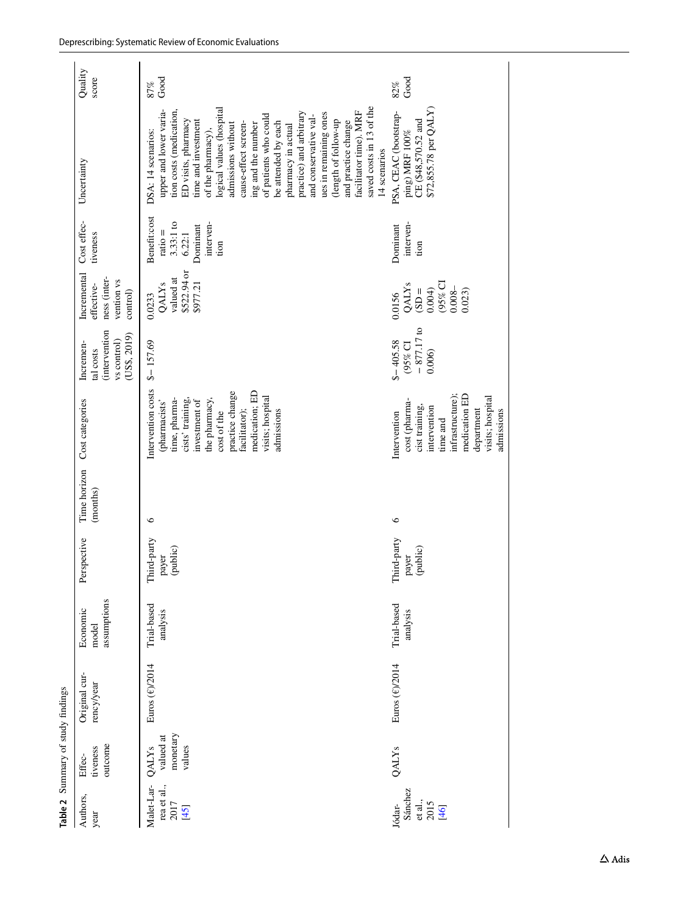**Table 2** Summary of study findings

| Authors, year | Effectiveness outcome | Original currency/year | Economic model assumptions | Perspective | Time horizon (months) | Cost categories | Incremental costs (intervention vs control) (US$, 2019) | Incremental effectiveness (intervention vs control) | Cost effectiveness | Uncertainty | Quality score |
|---|---|---|---|---|---|---|---|---|---|---|---|
| Malet-Larrea et al., 2017 [45] | QALYs valued at monetary values | Euros (€)/2014 | Trial-based analysis | Third-party payer (public) | 6 | Intervention costs (pharmacists' time, pharmacists' training, investment of the pharmacy, cost of the practice change facilitator); medication; ED visits; hospital admissions | $− 157.69 | 0.0233 QALYs valued at $522.94 or $977.21 | Benefit:cost ratio = 3.33:1 to 6.22:1 Dominant intervention | DSA: 14 scenarios: upper and lower variation costs (medication, ED visits, pharmacy time and investment of the pharmacy), logical values (hospital admissions without cause-effect screening and the number of patients who could be attended by each pharmacy in actual practice) and arbitrary and conservative values in remaining ones (length of follow-up and practice change facilitator time). MRF saved costs in 13 of the 14 scenarios | 87% Good |
| Jódar-Sánchez et al., 2015 [46] | QALYs | Euros (€)/2014 | Trial-based analysis | Third-party payer (public) | 6 | Intervention cost (pharmacist training, intervention time and infrastructure); medication ED department visits; hospital admissions | $− 405.58 (95% CI − 877.17 to 0.006) | 0.0156 QALYs (SD = 0.004) (95% CI 0.008–0.023) | Dominant intervention | PSA, CEAC (bootstrapping) MRF 100% CE ($48,570.52 and $72,855.78 per QALY) | 82% Good |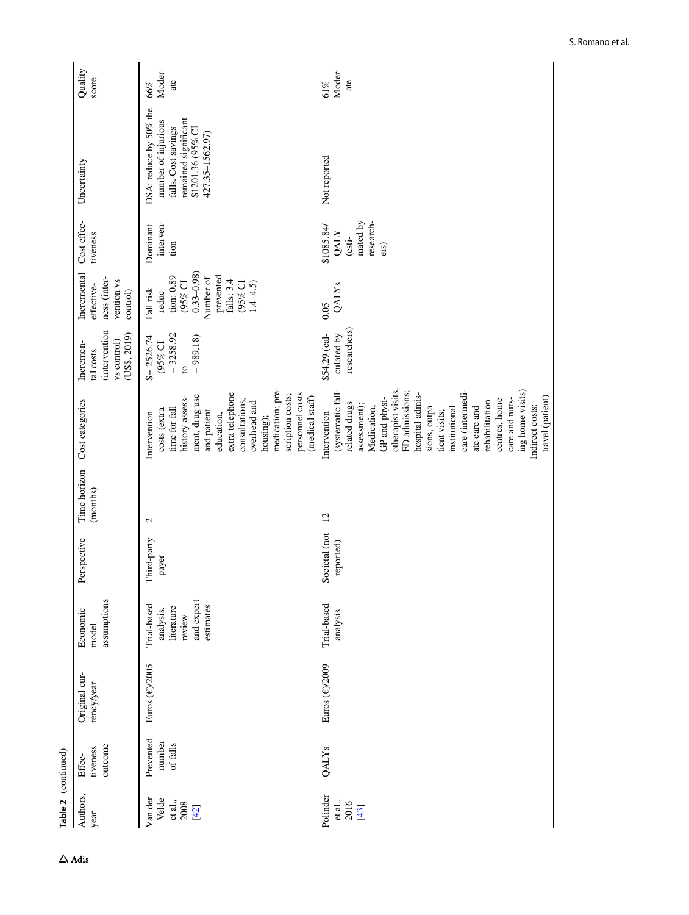**Table 2** (continued)

| Authors, year | Effectiveness outcome | Original currency/year | Economic model assumptions | Perspective | Time horizon (months) | Cost categories | Incremental costs (intervention vs control) (US$, 2019) | Incremental effectiveness (intervention vs control) | Cost effectiveness | Uncertainty | Quality score |
|---|---|---|---|---|---|---|---|---|---|---|---|
| Van der Velde et al., 2008 [42] | Prevented number of falls | Euros (€)/2005 | Trial-based analysis, literature review and expert estimates | Third-party payer | 2 | Intervention costs (extra time for fall history assessment, drug use and patient education, extra telephone consultations, overhead and housing); medication; prescription costs; personnel costs (medical staff) | $− 2526.74 (95% CI − 3258.92 to − 989.18) | Fall risk reduction: 0.89 (95% CI 0.33–0.98) Number of prevented falls: 3.4 (95% CI 1.4–4.5) | Dominant intervention | DSA: reduce by 50% the number of injurious falls. Cost savings remained significant $1201.36 (95% CI 427.35–1562.97) | 66% Moderate |
| Polinder et al., 2016 [43] | QALYs | Euros (€)/2009 | Trial-based analysis | Societal (not reported) | 12 | Intervention (systematic fall-related drugs assessment); Medication; GP and physiotherapist visits; ED admissions; hospital admissions, outpatient visits; institutional care (intermediate care and rehabilitation centres, home care and nursing home visits) Indirect costs: travel (patient) | $54.29 (calculated by researchers) | 0.05 QALYs | $1085.84/QALY (estimated by researchers) | Not reported | 61% Moderate |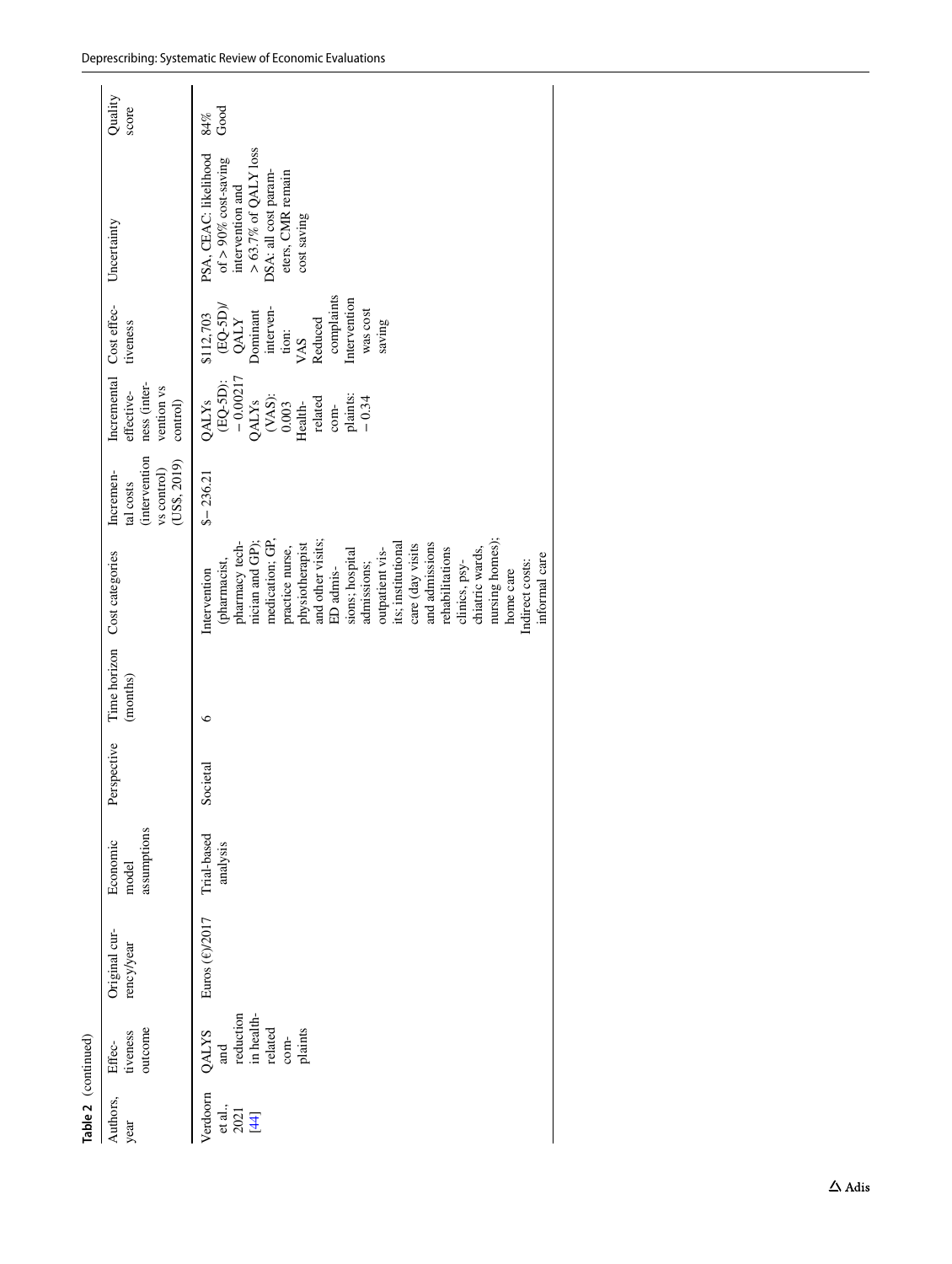**Table 2** (continued)

| Authors, year | Effectiveness outcome | Original currency/year | Economic model assumptions | Perspective | Time horizon (months) | Cost categories | Incremental costs (intervention vs control) (US$, 2019) | Incremental effectiveness (intervention vs control) | Cost effectiveness | Uncertainty | Quality score |
| --- | --- | --- | --- | --- | --- | --- | --- | --- | --- | --- | --- |
| Verdoorn et al., 2021 [44] | QALYS and reduction in health-related complaints | Euros (€)/2017 | Trial-based analysis | Societal | 6 | Intervention (pharmacist, pharmacy technician and GP); medication; GP, practice nurse, physiotherapist and other visits; ED admissions; hospital admissions; outpatient visits; institutional care (day visits and admissions rehabilitations clinics, psychiatric wards, nursing homes); home care<br>Indirect costs: informal care | $− 236.21 | QALYs (EQ-5D): − 0.00217<br>QALYs (VAS): 0.003<br>Health-related complaints: − 0.34 | $112,703 (EQ-5D)/QALY<br>Dominant intervention: VAS<br>Reduced complaints<br>Intervention was cost saving | PSA, CEAC: likelihood of > 90% cost-saving intervention and > 63.7% of QALY loss<br>DSA: all cost parameters, CMR remain cost saving | 84%<br>Good |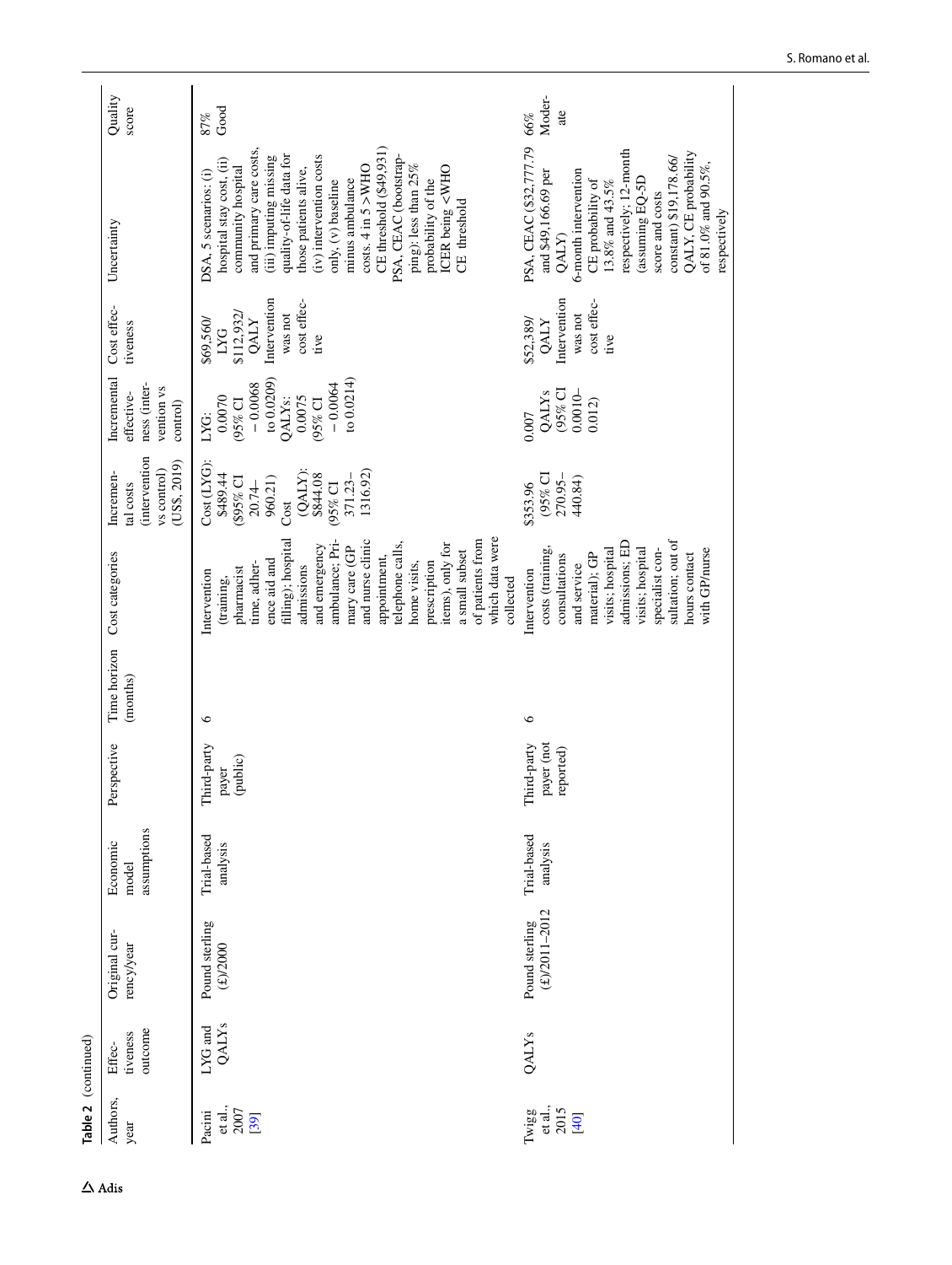**Table 2** (continued)

| Authors, year | Effectiveness outcome | Original currency/year | Economic model assumptions | Perspective | Time horizon (months) | Cost categories | Incremental costs (intervention vs control) (US$, 2019) | Incremental effectiveness (intervention vs control) | Cost effectiveness | Uncertainty | Quality score |
|---|---|---|---|---|---|---|---|---|---|---|---|
| Pacini et al., 2007 [39] | LYG and QALYs | Pound sterling (£)/2000 | Trial-based analysis | Third-party payer (public) | 6 | Intervention (training, pharmacist time, adherence aid and filling); hospital admissions and emergency ambulance; Primary care (GP and nurse clinic appointment, telephone calls, home visits, prescription items), only for a small subset of patients from which data were collected | Cost (LYG): $489.44 ($95% CI 20.74–960.21) Cost (QALY): $844.08 (95% CI 371.23–1316.92) | LYG: 0.0070 (95% CI − 0.0068 to 0.0209) QALYs: 0.0075 (95% CI − 0.0064 to 0.0214) | $69,560/LYG $112,932/QALY Intervention was not cost effective | DSA, 5 scenarios: (i) hospital stay cost, (ii) community hospital and primary care costs, (iii) imputing missing quality-of-life data for those patients alive, (iv) intervention costs only, (v) baseline minus ambulance costs. 4 in 5 > WHO CE threshold ($49,931) PSA, CEAC (bootstrapping): less than 25% probability of the ICER being <WHO CE threshold | 87% Good |
| Twigg et al., 2015 [40] | QALYs | Pound sterling (£)/2011–2012 | Trial-based analysis | Third-party payer (not reported) | 6 | Intervention costs (training, consultations and service material); GP visits; hospital admissions; ED visits; hospital specialist consultation; out of hours contact with GP/nurse | $353.96 (95% CI 270.95–440.84) | 0.007 QALYs (95% CI 0.0010–0.012) | $52,389/QALY Intervention was not cost effective | PSA, CEAC ($32,777.79 and $49,166.69 per QALY) 6-month intervention CE probability of 13.8% and 43.5% respectively; 12-month (assuming EQ-5D score and costs constant) $19,178.66/QALY, CE probability of 81.0% and 90.5%, respectively | 66% Moderate |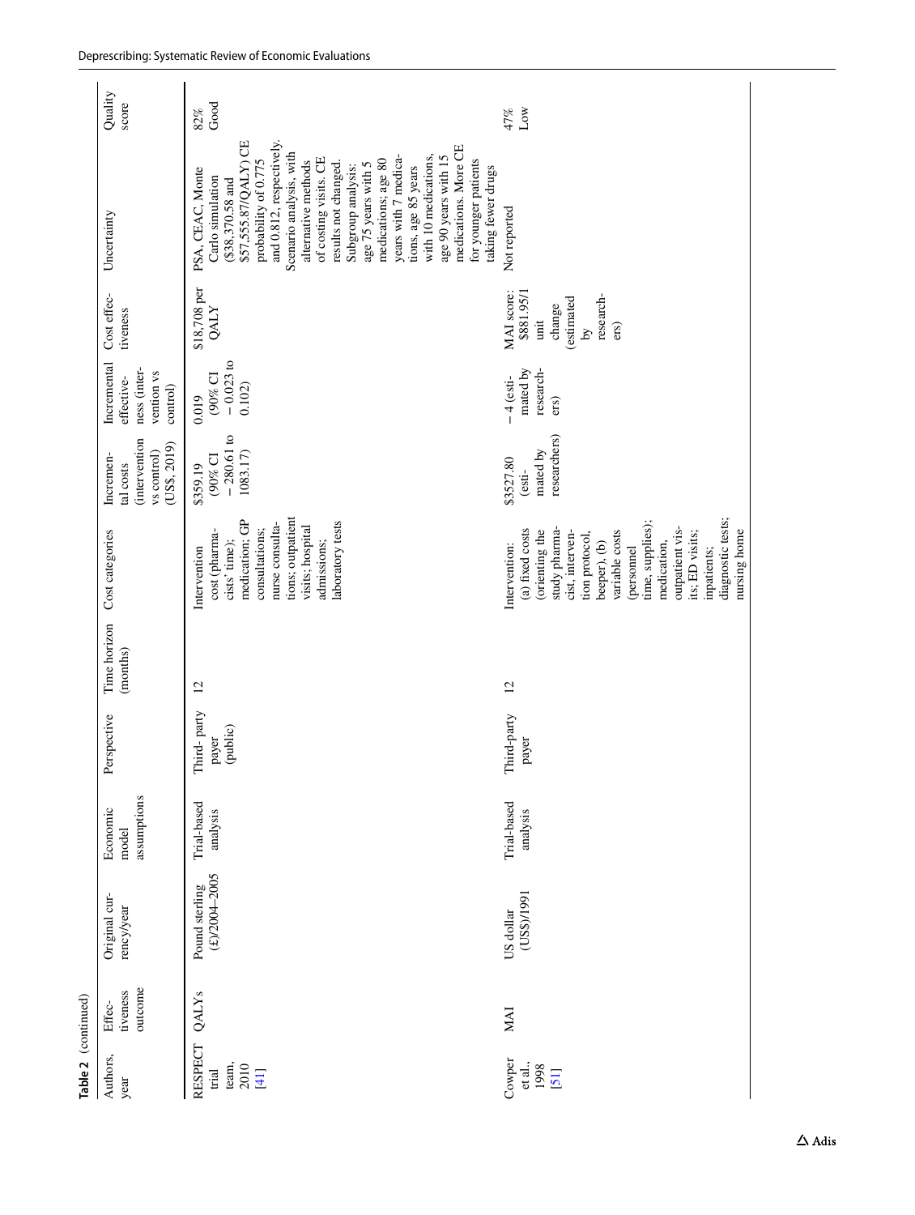**Table 2** (continued)

| Authors, year | Effectiveness outcome | Original currency/year | Economic model assumptions | Perspective | Time horizon (months) | Cost categories | Incremental costs (intervention vs control) (US$, 2019) | Incremental effectiveness (intervention vs control) | Cost effectiveness | Uncertainty | Quality score |
|---|---|---|---|---|---|---|---|---|---|---|---|
| RESPECT trial team, 2010 [41] | QALYs | Pound sterling (£)/2004–2005 | Trial-based analysis | Third- party payer (public) | 12 | Intervention cost (pharmacists' time); medication; GP consultations; nurse consultations; outpatient visits; hospital admissions; laboratory tests | $359.19 (90% CI − 280.61 to 1083.17) | 0.019 (90% CI − 0.023 to 0.102) | $18,708 per QALY | PSA, CEAC, Monte Carlo simulation ($38,370.58 and $57,555.87/QALY) CE probability of 0.775 and 0.812, respectively. Scenario analysis, with alternative methods of costing visits. CE results not changed. Subgroup analysis: age 75 years with 5 medications; age 80 years with 7 medications, age 85 years with 10 medications, age 90 years with 15 medications. More CE for younger patients taking fewer drugs | 82% Good |
| Cowper et al., 1998 [51] | MAI | US dollar (US$)/1991 | Trial-based analysis | Third-party payer | 12 | Intervention: (a) fixed costs (orienting the study pharmacist, intervention protocol, beeper), (b) variable costs (personnel time, supplies); medication, outpatient visits; ED visits; inpatients; diagnostic tests; nursing home | $3527.80 (estimated by researchers) | − 4 (estimated by researchers) | MAI score: $881.95/1 unit change (estimated by researchers) | Not reported | 47% Low |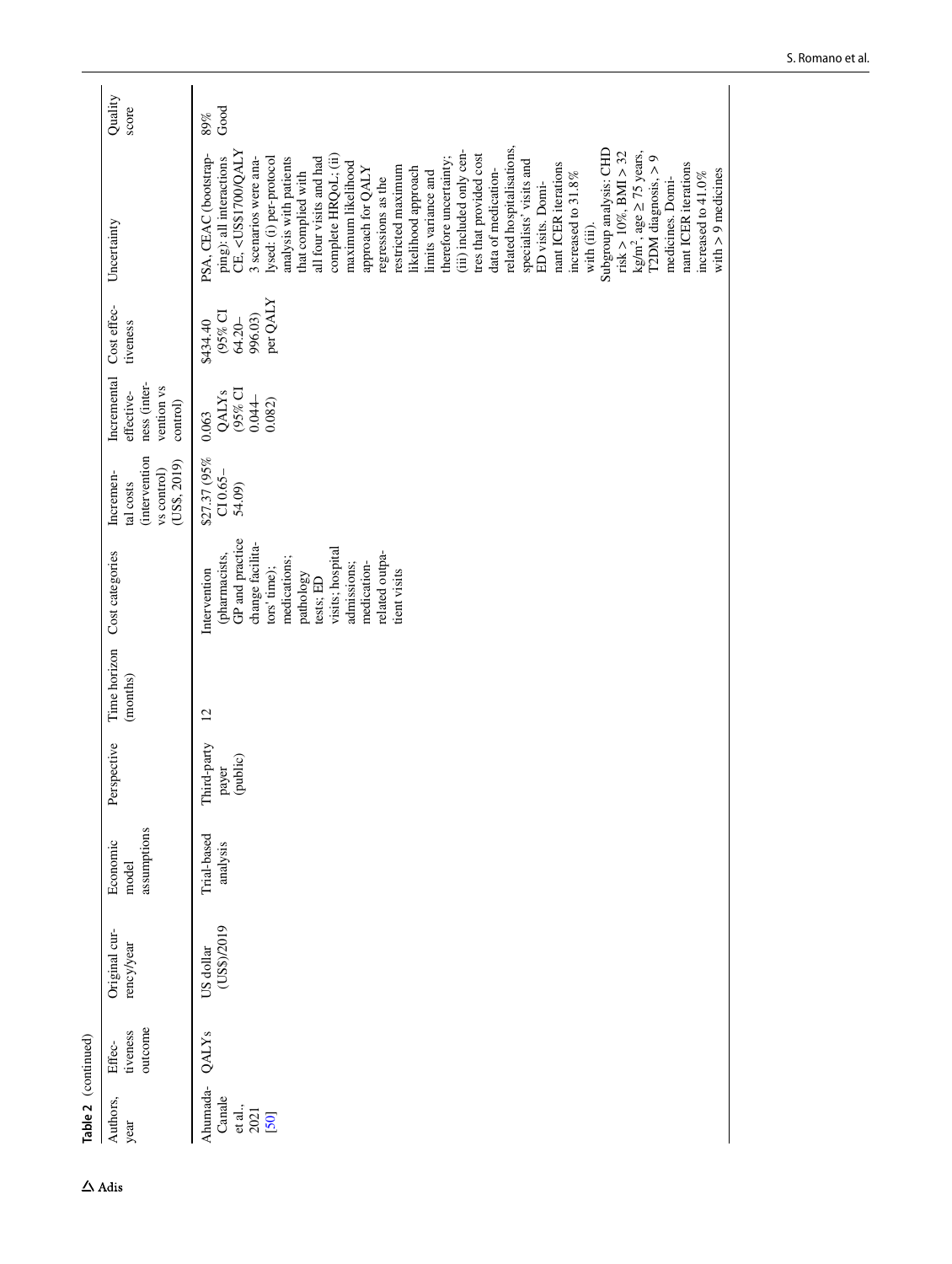**Table 2** (continued)

| Authors, year | Effectiveness outcome | Original currency/year | Economic model assumptions | Perspective | Time horizon (months) | Cost categories | Incremental costs (intervention vs control) (US$, 2019) | Incremental effectiveness (intervention vs control) | Cost effectiveness | Uncertainty | Quality score |
|---|---|---|---|---|---|---|---|---|---|---|---|
| Ahumada-Canale et al., 2021 [50] | QALYs | US dollar (US$)/2019 | Trial-based analysis | Third-party payer (public) | 12 | Intervention (pharmacists, GP and practice change facilitators' time); medications; pathology tests; ED visits; hospital admissions; medication-related outpatient visits | $27.37 (95% CI 0.65–54.09) | 0.063 QALYs (95% CI 0.044–0.082) | $434.40 (95% CI 64.20–996.03) per QALY | PSA, CEAC (bootstrapping): all interactions CE, <US$1700/QALY 3 scenarios were analysed: (i) per-protocol analysis with patients that complied with all four visits and had complete HRQoL; (ii) maximum likelihood approach for QALY regressions as the restricted maximum likelihood approach limits variance and therefore uncertainty; (iii) included only centres that provided cost data of medication-related hospitalisations, specialists' visits and ED visits. Dominant ICER iterations increased to 31.8% with (iii). Subgroup analysis: CHD risk > 10%, BMI > 32 kg/m², age ≥ 75 years, T2DM diagnosis, > 9 medicines. Dominant ICER iterations increased to 41.0% with > 9 medicines | 89% Good |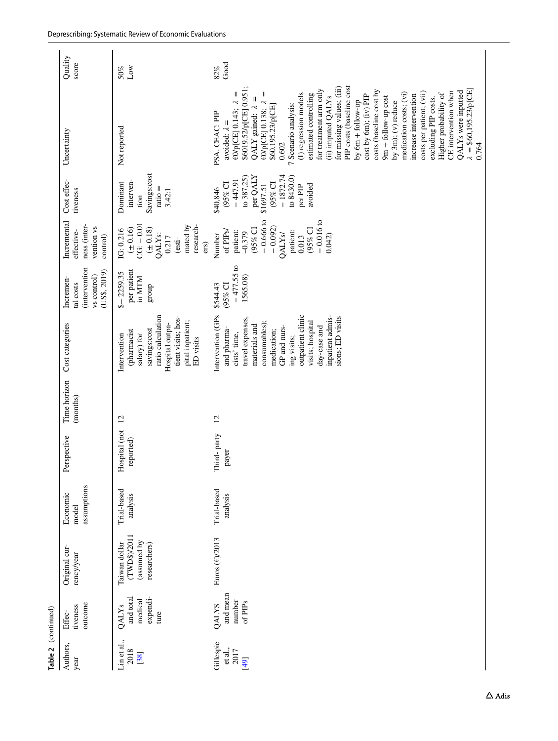**Table 2** (continued)

| Authors, year | Effectiveness outcome | Original currency/year | Economic model assumptions | Perspective | Time horizon (months) | Cost categories | Incremental costs (intervention vs control) (US$, 2019) | Incremental effectiveness (intervention vs control) | Cost effectiveness | Uncertainty | Quality score |
|---|---|---|---|---|---|---|---|---|---|---|---|
| Lin et al., 2018 [38] | QALYs and total medical expenditure | Taiwan dollar (TWD$)/2011 (assumed by researchers) | Trial-based analysis | Hospital (not reported) | 12 | Intervention (pharmacist salary) for savings:cost ratio calculation Hospital outpatient visits; hospital inpatient; ED visits | $− 2259.35 per patient in MTM group | IG: 0.216 (± 0.16) CG: − 0.01 (± 0.18) QALYs: 0.217 (estimated by researchers) | Dominant intervention Savings:cost ratio = 3.42:1 | Not reported | 50% Low |
| Gillespie et al., 2017 [49] | QALYS and mean number of PIPs | Euros (€)/2013 | Trial-based analysis | Third- party payer | 12 | Intervention (GPs and pharmacists' time, travel expenses, materials and consumables); medication; GP and nursing visits; outpatient clinic visits; hospital day-case and inpatient admissions; ED visits | $544.43 (95% CI − 477.55 to 1565.08) | Number of PIPs/ patient: −0.379 (95% CI − 0.666 to − 0.092) QALYs/ patient: 0.013 (95% CI − 0.016 to 0.042) | $40,846 (95% CI − 447,91 to 387,25) per QALY $1697.51 (95% CI − 1872.74 to 8430.0) per PIP avoided | PSA, CEAC: PIP avoided: λ = €0/p[CE] 0.143; λ = $6019.52/p[CE] 0.951; QALY gained: λ = €0/p[CE] 0.138; λ = $60,195.23/p[CE] 0.602<br>7 Scenario analysis: (I) regression models estimated controlling for treatment arm only (ii) imputed QALYs for missing values; (iii) PIP costs (baseline cost by 6m + follow-up cost by 6m); (iv) PIP costs (baseline cost by 9m + follow-up cost by 3m); (v) reduce medication costs; (vi) increase intervention costs per patient; (vii) excluding PIP costs. Higher probability of CE intervention when QALYs were imputed λ = $60,195.23/p[CE] 0.764 | 82% Good |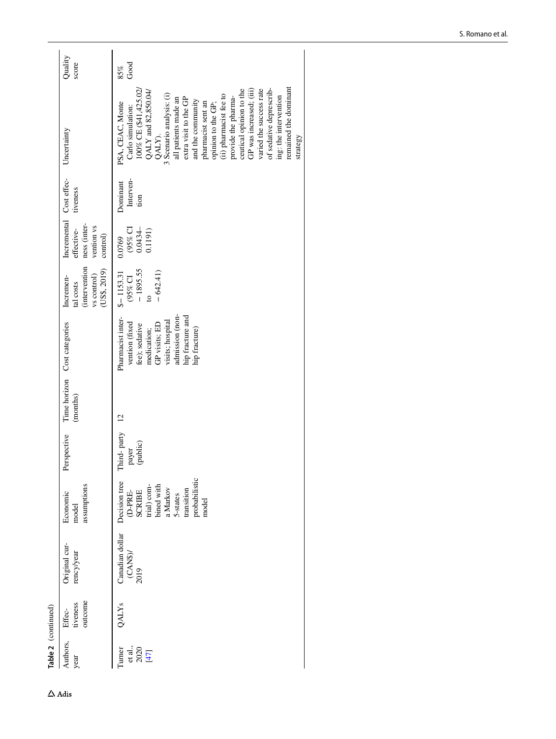**Table 2** (continued)

| Authors, year | Effectiveness outcome | Original currency/year | Economic model assumptions | Perspective | Time horizon (months) | Cost categories | Incremental costs (intervention vs control) (US$, 2019) | Incremental effectiveness (intervention vs control) | Cost effectiveness | Uncertainty | Quality score |
|---|---|---|---|---|---|---|---|---|---|---|---|
| Turner et al., 2020 [47] | QALYs | Canadian dollar (CAN$)/ 2019 | Decision tree (D-PRESCRIBE trial) combined with a Markov 5-states transition probabilistic model | Third- party payer (public) | 12 | Pharmacist intervention (fixed fee); sedative medication; GP visits; ED visits; hospital admission (non-hip fracture and hip fracture) | $ − 1153.31 (95% CI − 1895.55 to − 642.41) | 0.0769 (95% CI 0.0434–0.1191) | Dominant Intervention | PSA, CEAC, Monte Carlo simulation: 100% CE ($41,425.02/QALY and 82,850.04/QALY). 3 Scenario analysis: (i) all patients made an extra visit to the GP and the community pharmacist sent an opinion to the GP; (ii) pharmacist fee to provide the pharmaceutical opinion to the GP was increased; (iii) varied the success rate of sedative deprescribing: the intervention remained the dominant strategy | 85% Good |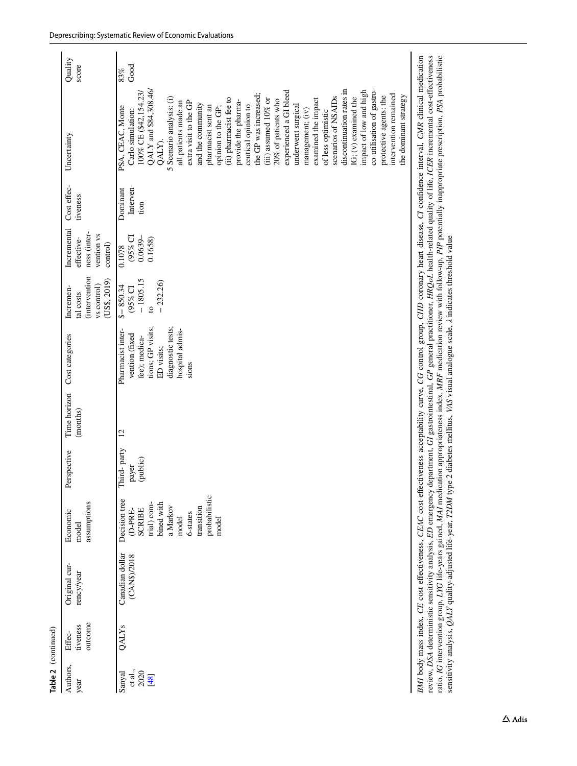**Table 2** (continued)

| Authors, year | Effectiveness outcome | Original currency/year | Economic model assumptions | Perspective | Time horizon (months) | Cost categories | Incremental costs (intervention vs control) (US$, 2019) | Incremental effectiveness (intervention vs control) | Cost effectiveness | Uncertainty | Quality score |
|---|---|---|---|---|---|---|---|---|---|---|---|
| Sanyal et al., 2020 [48] | QALYs | Canadian dollar (CAN$)/2018 | Decision tree (D-PRESCRIBE trial) combined with a Markov model 6-states transition probabilistic model | Third- party payer (public) | 12 | Pharmacist intervention (fixed fee); medications; GP visits; ED visits; diagnostic tests; hospital admissions | $− 850.34 (95% CI − 1805.15 to − 232.26) | 0.1078 (95% CI 0.0639–0.1658) | Dominant Intervention | PSA, CEAC, Monte Carlo simulation: 100% CE ($42,154.23/QALY and $84,308.46/QALY). 5 Scenario analysis: (i) all patients made an extra visit to the GP and the community pharmacist sent an opinion to the GP; (ii) pharmacist fee to provide the pharmaceutical opinion to the GP was increased; (iii) assumed 10% or 20% of patients who experienced a GI bleed underwent surgical management; (iv) examined the impact of less optimistic scenarios of NSAIDs discontinuation rates in IG; (v) examined the impact of low and high co-utilisation of gastro-protective agents: the intervention remained the dominant strategy | 83% Good |

*BMI* body mass index, *CE* cost effectiveness, *CEAC* cost-effectiveness acceptability curve, *CG* control group, *CHD* coronary heart disease, *CI* confidence interval, *CMR* clinical medication review, *DSA* deterministic sensitivity analysis, *ED* emergency department, *GI* gastrointestinal, *GP* general practitioner, *HRQoL* health-related quality of life, *ICER* incremental cost-effectiveness ratio, *IG* intervention group, *LYG* life-years gained, *MAI* medication appropriateness index, *MRF* medication review with follow-up, *PIP* potentially inappropriate prescription, *PSA* probabilistic sensitivity analysis, *QALY* quality-adjusted life-year, *T2DM* type 2 diabetes mellitus, *VAS* visual analogue scale, *λ* indicates threshold value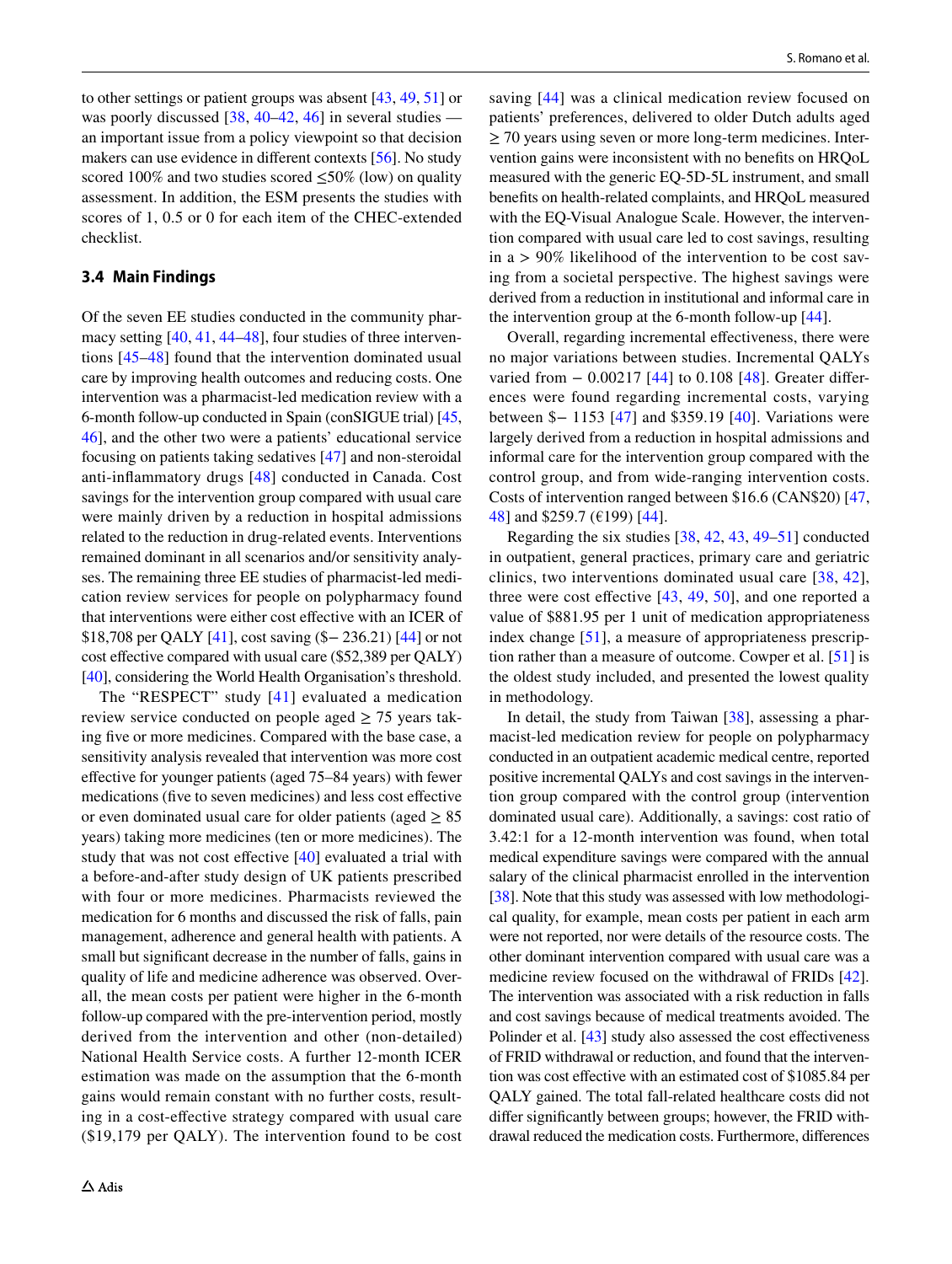to other settings or patient groups was absent [43, 49, 51] or was poorly discussed [38, 40–42, 46] in several studies — an important issue from a policy viewpoint so that decision makers can use evidence in different contexts [56]. No study scored 100% and two studies scored ≤50% (low) on quality assessment. In addition, the ESM presents the studies with scores of 1, 0.5 or 0 for each item of the CHEC-extended checklist.

### 3.4 Main Findings

Of the seven EE studies conducted in the community pharmacy setting [40, 41, 44–48], four studies of three interventions [45–48] found that the intervention dominated usual care by improving health outcomes and reducing costs. One intervention was a pharmacist-led medication review with a 6-month follow-up conducted in Spain (conSIGUE trial) [45, 46], and the other two were a patients' educational service focusing on patients taking sedatives [47] and non-steroidal anti-inflammatory drugs [48] conducted in Canada. Cost savings for the intervention group compared with usual care were mainly driven by a reduction in hospital admissions related to the reduction in drug-related events. Interventions remained dominant in all scenarios and/or sensitivity analyses. The remaining three EE studies of pharmacist-led medication review services for people on polypharmacy found that interventions were either cost effective with an ICER of $18,708 per QALY [41], cost saving ($− 236.21) [44] or not cost effective compared with usual care ($52,389 per QALY) [40], considering the World Health Organisation's threshold.

The "RESPECT" study [41] evaluated a medication review service conducted on people aged ≥ 75 years taking five or more medicines. Compared with the base case, a sensitivity analysis revealed that intervention was more cost effective for younger patients (aged 75–84 years) with fewer medications (five to seven medicines) and less cost effective or even dominated usual care for older patients (aged ≥ 85 years) taking more medicines (ten or more medicines). The study that was not cost effective [40] evaluated a trial with a before-and-after study design of UK patients prescribed with four or more medicines. Pharmacists reviewed the medication for 6 months and discussed the risk of falls, pain management, adherence and general health with patients. A small but significant decrease in the number of falls, gains in quality of life and medicine adherence was observed. Overall, the mean costs per patient were higher in the 6-month follow-up compared with the pre-intervention period, mostly derived from the intervention and other (non-detailed) National Health Service costs. A further 12-month ICER estimation was made on the assumption that the 6-month gains would remain constant with no further costs, resulting in a cost-effective strategy compared with usual care ($19,179 per QALY). The intervention found to be cost saving [44] was a clinical medication review focused on patients' preferences, delivered to older Dutch adults aged ≥ 70 years using seven or more long-term medicines. Intervention gains were inconsistent with no benefits on HRQoL measured with the generic EQ-5D-5L instrument, and small benefits on health-related complaints, and HRQoL measured with the EQ-Visual Analogue Scale. However, the intervention compared with usual care led to cost savings, resulting in a > 90% likelihood of the intervention to be cost saving from a societal perspective. The highest savings were derived from a reduction in institutional and informal care in the intervention group at the 6-month follow-up [44].

Overall, regarding incremental effectiveness, there were no major variations between studies. Incremental QALYs varied from − 0.00217 [44] to 0.108 [48]. Greater differences were found regarding incremental costs, varying between $− 1153 [47] and $359.19 [40]. Variations were largely derived from a reduction in hospital admissions and informal care for the intervention group compared with the control group, and from wide-ranging intervention costs. Costs of intervention ranged between $16.6 (CAN$20) [47, 48] and $259.7 (€199) [44].

Regarding the six studies [38, 42, 43, 49–51] conducted in outpatient, general practices, primary care and geriatric clinics, two interventions dominated usual care [38, 42], three were cost effective [43, 49, 50], and one reported a value of $881.95 per 1 unit of medication appropriateness index change [51], a measure of appropriateness prescription rather than a measure of outcome. Cowper et al. [51] is the oldest study included, and presented the lowest quality in methodology.

In detail, the study from Taiwan [38], assessing a pharmacist-led medication review for people on polypharmacy conducted in an outpatient academic medical centre, reported positive incremental QALYs and cost savings in the intervention group compared with the control group (intervention dominated usual care). Additionally, a savings: cost ratio of 3.42:1 for a 12-month intervention was found, when total medical expenditure savings were compared with the annual salary of the clinical pharmacist enrolled in the intervention [38]. Note that this study was assessed with low methodological quality, for example, mean costs per patient in each arm were not reported, nor were details of the resource costs. The other dominant intervention compared with usual care was a medicine review focused on the withdrawal of FRIDs [42]. The intervention was associated with a risk reduction in falls and cost savings because of medical treatments avoided. The Polinder et al. [43] study also assessed the cost effectiveness of FRID withdrawal or reduction, and found that the intervention was cost effective with an estimated cost of $1085.84 per QALY gained. The total fall-related healthcare costs did not differ significantly between groups; however, the FRID withdrawal reduced the medication costs. Furthermore, differences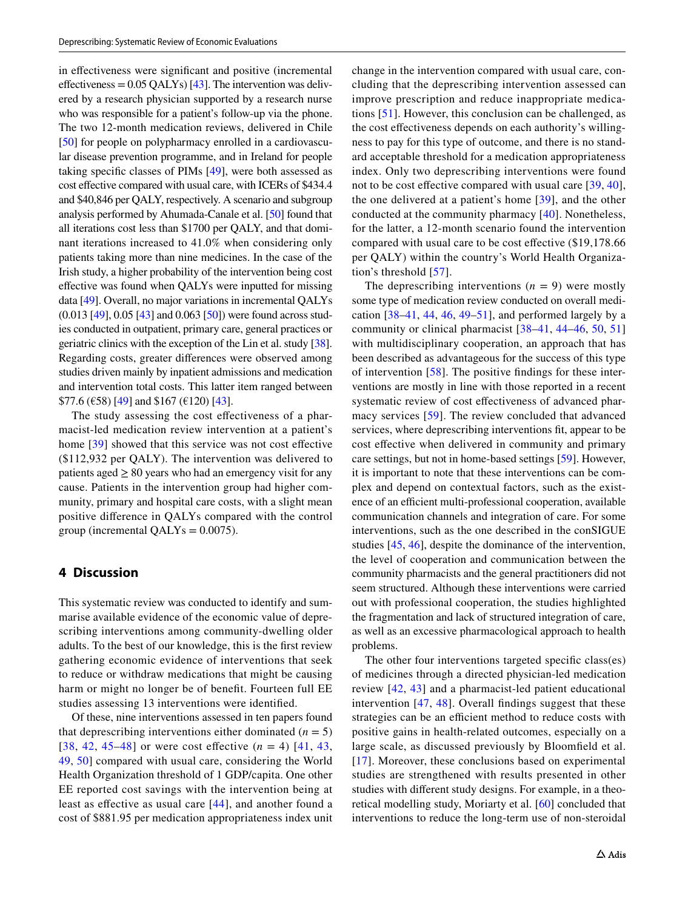in effectiveness were significant and positive (incremental effectiveness = 0.05 QALYs) [43]. The intervention was delivered by a research physician supported by a research nurse who was responsible for a patient's follow-up via the phone. The two 12-month medication reviews, delivered in Chile [50] for people on polypharmacy enrolled in a cardiovascular disease prevention programme, and in Ireland for people taking specific classes of PIMs [49], were both assessed as cost effective compared with usual care, with ICERs of $434.4 and $40,846 per QALY, respectively. A scenario and subgroup analysis performed by Ahumada-Canale et al. [50] found that all iterations cost less than $1700 per QALY, and that dominant iterations increased to 41.0% when considering only patients taking more than nine medicines. In the case of the Irish study, a higher probability of the intervention being cost effective was found when QALYs were inputted for missing data [49]. Overall, no major variations in incremental QALYs (0.013 [49], 0.05 [43] and 0.063 [50]) were found across studies conducted in outpatient, primary care, general practices or geriatric clinics with the exception of the Lin et al. study [38]. Regarding costs, greater differences were observed among studies driven mainly by inpatient admissions and medication and intervention total costs. This latter item ranged between $77.6 (€58) [49] and $167 (€120) [43].

The study assessing the cost effectiveness of a pharmacist-led medication review intervention at a patient's home [39] showed that this service was not cost effective ($112,932 per QALY). The intervention was delivered to patients aged ≥ 80 years who had an emergency visit for any cause. Patients in the intervention group had higher community, primary and hospital care costs, with a slight mean positive difference in QALYs compared with the control group (incremental QALYs = 0.0075).

## 4 Discussion

This systematic review was conducted to identify and summarise available evidence of the economic value of deprescribing interventions among community-dwelling older adults. To the best of our knowledge, this is the first review gathering economic evidence of interventions that seek to reduce or withdraw medications that might be causing harm or might no longer be of benefit. Fourteen full EE studies assessing 13 interventions were identified.

Of these, nine interventions assessed in ten papers found that deprescribing interventions either dominated ($n$ = 5) [38, 42, 45–48] or were cost effective ($n$ = 4) [41, 43, 49, 50] compared with usual care, considering the World Health Organization threshold of 1 GDP/capita. One other EE reported cost savings with the intervention being at least as effective as usual care [44], and another found a cost of $881.95 per medication appropriateness index unit change in the intervention compared with usual care, concluding that the deprescribing intervention assessed can improve prescription and reduce inappropriate medications [51]. However, this conclusion can be challenged, as the cost effectiveness depends on each authority's willingness to pay for this type of outcome, and there is no standard acceptable threshold for a medication appropriateness index. Only two deprescribing interventions were found not to be cost effective compared with usual care [39, 40], the one delivered at a patient's home [39], and the other conducted at the community pharmacy [40]. Nonetheless, for the latter, a 12-month scenario found the intervention compared with usual care to be cost effective ($19,178.66 per QALY) within the country's World Health Organization's threshold [57].

The deprescribing interventions ($n$ = 9) were mostly some type of medication review conducted on overall medication [38–41, 44, 46, 49–51], and performed largely by a community or clinical pharmacist [38–41, 44–46, 50, 51] with multidisciplinary cooperation, an approach that has been described as advantageous for the success of this type of intervention [58]. The positive findings for these interventions are mostly in line with those reported in a recent systematic review of cost effectiveness of advanced pharmacy services [59]. The review concluded that advanced services, where deprescribing interventions fit, appear to be cost effective when delivered in community and primary care settings, but not in home-based settings [59]. However, it is important to note that these interventions can be complex and depend on contextual factors, such as the existence of an efficient multi-professional cooperation, available communication channels and integration of care. For some interventions, such as the one described in the conSIGUE studies [45, 46], despite the dominance of the intervention, the level of cooperation and communication between the community pharmacists and the general practitioners did not seem structured. Although these interventions were carried out with professional cooperation, the studies highlighted the fragmentation and lack of structured integration of care, as well as an excessive pharmacological approach to health problems.

The other four interventions targeted specific class(es) of medicines through a directed physician-led medication review [42, 43] and a pharmacist-led patient educational intervention [47, 48]. Overall findings suggest that these strategies can be an efficient method to reduce costs with positive gains in health-related outcomes, especially on a large scale, as discussed previously by Bloomfield et al. [17]. Moreover, these conclusions based on experimental studies are strengthened with results presented in other studies with different study designs. For example, in a theoretical modelling study, Moriarty et al. [60] concluded that interventions to reduce the long-term use of non-steroidal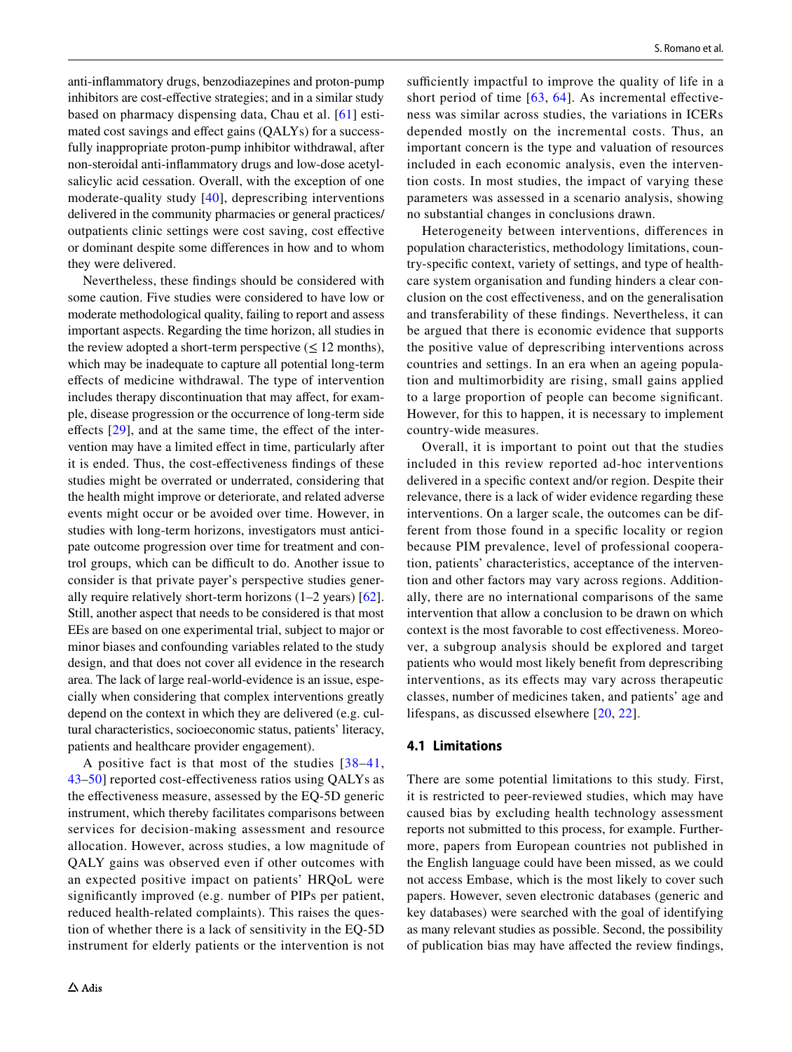anti-inflammatory drugs, benzodiazepines and proton-pump inhibitors are cost-effective strategies; and in a similar study based on pharmacy dispensing data, Chau et al. [61] estimated cost savings and effect gains (QALYs) for a successfully inappropriate proton-pump inhibitor withdrawal, after non-steroidal anti-inflammatory drugs and low-dose acetylsalicylic acid cessation. Overall, with the exception of one moderate-quality study [40], deprescribing interventions delivered in the community pharmacies or general practices/outpatients clinic settings were cost saving, cost effective or dominant despite some differences in how and to whom they were delivered.

Nevertheless, these findings should be considered with some caution. Five studies were considered to have low or moderate methodological quality, failing to report and assess important aspects. Regarding the time horizon, all studies in the review adopted a short-term perspective (≤ 12 months), which may be inadequate to capture all potential long-term effects of medicine withdrawal. The type of intervention includes therapy discontinuation that may affect, for example, disease progression or the occurrence of long-term side effects [29], and at the same time, the effect of the intervention may have a limited effect in time, particularly after it is ended. Thus, the cost-effectiveness findings of these studies might be overrated or underrated, considering that the health might improve or deteriorate, and related adverse events might occur or be avoided over time. However, in studies with long-term horizons, investigators must anticipate outcome progression over time for treatment and control groups, which can be difficult to do. Another issue to consider is that private payer's perspective studies generally require relatively short-term horizons (1–2 years) [62]. Still, another aspect that needs to be considered is that most EEs are based on one experimental trial, subject to major or minor biases and confounding variables related to the study design, and that does not cover all evidence in the research area. The lack of large real-world-evidence is an issue, especially when considering that complex interventions greatly depend on the context in which they are delivered (e.g. cultural characteristics, socioeconomic status, patients' literacy, patients and healthcare provider engagement).

A positive fact is that most of the studies [38–41, 43–50] reported cost-effectiveness ratios using QALYs as the effectiveness measure, assessed by the EQ-5D generic instrument, which thereby facilitates comparisons between services for decision-making assessment and resource allocation. However, across studies, a low magnitude of QALY gains was observed even if other outcomes with an expected positive impact on patients' HRQoL were significantly improved (e.g. number of PIPs per patient, reduced health-related complaints). This raises the question of whether there is a lack of sensitivity in the EQ-5D instrument for elderly patients or the intervention is not sufficiently impactful to improve the quality of life in a short period of time [63, 64]. As incremental effectiveness was similar across studies, the variations in ICERs depended mostly on the incremental costs. Thus, an important concern is the type and valuation of resources included in each economic analysis, even the intervention costs. In most studies, the impact of varying these parameters was assessed in a scenario analysis, showing no substantial changes in conclusions drawn.

Heterogeneity between interventions, differences in population characteristics, methodology limitations, country-specific context, variety of settings, and type of healthcare system organisation and funding hinders a clear conclusion on the cost effectiveness, and on the generalisation and transferability of these findings. Nevertheless, it can be argued that there is economic evidence that supports the positive value of deprescribing interventions across countries and settings. In an era when an ageing population and multimorbidity are rising, small gains applied to a large proportion of people can become significant. However, for this to happen, it is necessary to implement country-wide measures.

Overall, it is important to point out that the studies included in this review reported ad-hoc interventions delivered in a specific context and/or region. Despite their relevance, there is a lack of wider evidence regarding these interventions. On a larger scale, the outcomes can be different from those found in a specific locality or region because PIM prevalence, level of professional cooperation, patients' characteristics, acceptance of the intervention and other factors may vary across regions. Additionally, there are no international comparisons of the same intervention that allow a conclusion to be drawn on which context is the most favorable to cost effectiveness. Moreover, a subgroup analysis should be explored and target patients who would most likely benefit from deprescribing interventions, as its effects may vary across therapeutic classes, number of medicines taken, and patients' age and lifespans, as discussed elsewhere [20, 22].

### 4.1 Limitations

There are some potential limitations to this study. First, it is restricted to peer-reviewed studies, which may have caused bias by excluding health technology assessment reports not submitted to this process, for example. Furthermore, papers from European countries not published in the English language could have been missed, as we could not access Embase, which is the most likely to cover such papers. However, seven electronic databases (generic and key databases) were searched with the goal of identifying as many relevant studies as possible. Second, the possibility of publication bias may have affected the review findings,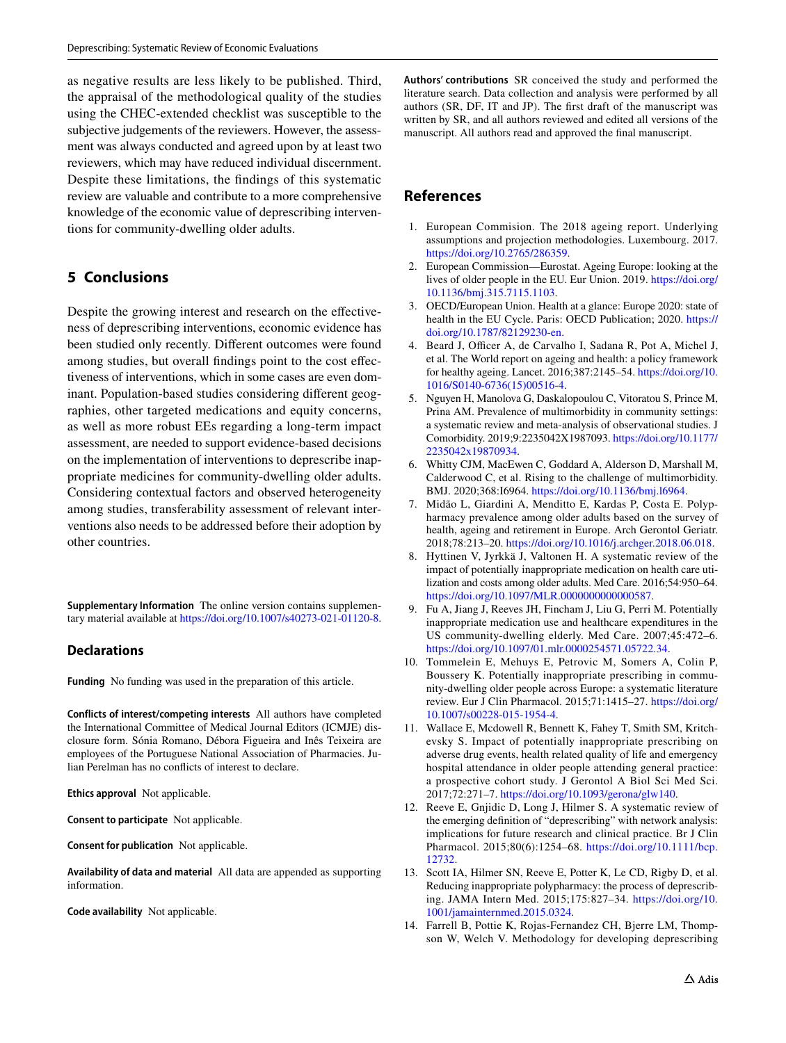as negative results are less likely to be published. Third, the appraisal of the methodological quality of the studies using the CHEC-extended checklist was susceptible to the subjective judgements of the reviewers. However, the assessment was always conducted and agreed upon by at least two reviewers, which may have reduced individual discernment. Despite these limitations, the findings of this systematic review are valuable and contribute to a more comprehensive knowledge of the economic value of deprescribing interventions for community-dwelling older adults.

## 5 Conclusions

Despite the growing interest and research on the effectiveness of deprescribing interventions, economic evidence has been studied only recently. Different outcomes were found among studies, but overall findings point to the cost effectiveness of interventions, which in some cases are even dominant. Population-based studies considering different geographies, other targeted medications and equity concerns, as well as more robust EEs regarding a long-term impact assessment, are needed to support evidence-based decisions on the implementation of interventions to deprescribe inappropriate medicines for community-dwelling older adults. Considering contextual factors and observed heterogeneity among studies, transferability assessment of relevant interventions also needs to be addressed before their adoption by other countries.

**Supplementary Information** The online version contains supplementary material available at https://doi.org/10.1007/s40273-021-01120-8.

### Declarations

**Funding** No funding was used in the preparation of this article.

**Conflicts of interest/competing interests** All authors have completed the International Committee of Medical Journal Editors (ICMJE) disclosure form. Sónia Romano, Débora Figueira and Inês Teixeira are employees of the Portuguese National Association of Pharmacies. Julian Perelman has no conflicts of interest to declare.

**Ethics approval** Not applicable.

**Consent to participate** Not applicable.

**Consent for publication** Not applicable.

**Availability of data and material** All data are appended as supporting information.

**Code availability** Not applicable.

**Authors' contributions** SR conceived the study and performed the literature search. Data collection and analysis were performed by all authors (SR, DF, IT and JP). The first draft of the manuscript was written by SR, and all authors reviewed and edited all versions of the manuscript. All authors read and approved the final manuscript.

## References

1. European Commision. The 2018 ageing report. Underlying assumptions and projection methodologies. Luxembourg. 2017. https://doi.org/10.2765/286359.
2. European Commission—Eurostat. Ageing Europe: looking at the lives of older people in the EU. Eur Union. 2019. https://doi.org/10.1136/bmj.315.7115.1103.
3. OECD/European Union. Health at a glance: Europe 2020: state of health in the EU Cycle. Paris: OECD Publication; 2020. https://doi.org/10.1787/82129230-en.
4. Beard J, Officer A, de Carvalho I, Sadana R, Pot A, Michel J, et al. The World report on ageing and health: a policy framework for healthy ageing. Lancet. 2016;387:2145–54. https://doi.org/10.1016/S0140-6736(15)00516-4.
5. Nguyen H, Manolova G, Daskalopoulou C, Vitoratou S, Prince M, Prina AM. Prevalence of multimorbidity in community settings: a systematic review and meta-analysis of observational studies. J Comorbidity. 2019;9:2235042X1987093. https://doi.org/10.1177/2235042x19870934.
6. Whitty CJM, MacEwen C, Goddard A, Alderson D, Marshall M, Calderwood C, et al. Rising to the challenge of multimorbidity. BMJ. 2020;368:I6964. https://doi.org/10.1136/bmj.l6964.
7. Midão L, Giardini A, Menditto E, Kardas P, Costa E. Polypharmacy prevalence among older adults based on the survey of health, ageing and retirement in Europe. Arch Gerontol Geriatr. 2018;78:213–20. https://doi.org/10.1016/j.archger.2018.06.018.
8. Hyttinen V, Jyrkkä J, Valtonen H. A systematic review of the impact of potentially inappropriate medication on health care utilization and costs among older adults. Med Care. 2016;54:950–64. https://doi.org/10.1097/MLR.0000000000000587.
9. Fu A, Jiang J, Reeves JH, Fincham J, Liu G, Perri M. Potentially inappropriate medication use and healthcare expenditures in the US community-dwelling elderly. Med Care. 2007;45:472–6. https://doi.org/10.1097/01.mlr.0000254571.05722.34.
10. Tommelein E, Mehuys E, Petrovic M, Somers A, Colin P, Boussery K. Potentially inappropriate prescribing in community-dwelling older people across Europe: a systematic literature review. Eur J Clin Pharmacol. 2015;71:1415–27. https://doi.org/10.1007/s00228-015-1954-4.
11. Wallace E, Mcdowell R, Bennett K, Fahey T, Smith SM, Kritchevsky S. Impact of potentially inappropriate prescribing on adverse drug events, health related quality of life and emergency hospital attendance in older people attending general practice: a prospective cohort study. J Gerontol A Biol Sci Med Sci. 2017;72:271–7. https://doi.org/10.1093/gerona/glw140.
12. Reeve E, Gnjidic D, Long J, Hilmer S. A systematic review of the emerging definition of "deprescribing" with network analysis: implications for future research and clinical practice. Br J Clin Pharmacol. 2015;80(6):1254–68. https://doi.org/10.1111/bcp.12732.
13. Scott IA, Hilmer SN, Reeve E, Potter K, Le CD, Rigby D, et al. Reducing inappropriate polypharmacy: the process of deprescribing. JAMA Intern Med. 2015;175:827–34. https://doi.org/10.1001/jamainternmed.2015.0324.
14. Farrell B, Pottie K, Rojas-Fernandez CH, Bjerre LM, Thompson W, Welch V. Methodology for developing deprescribing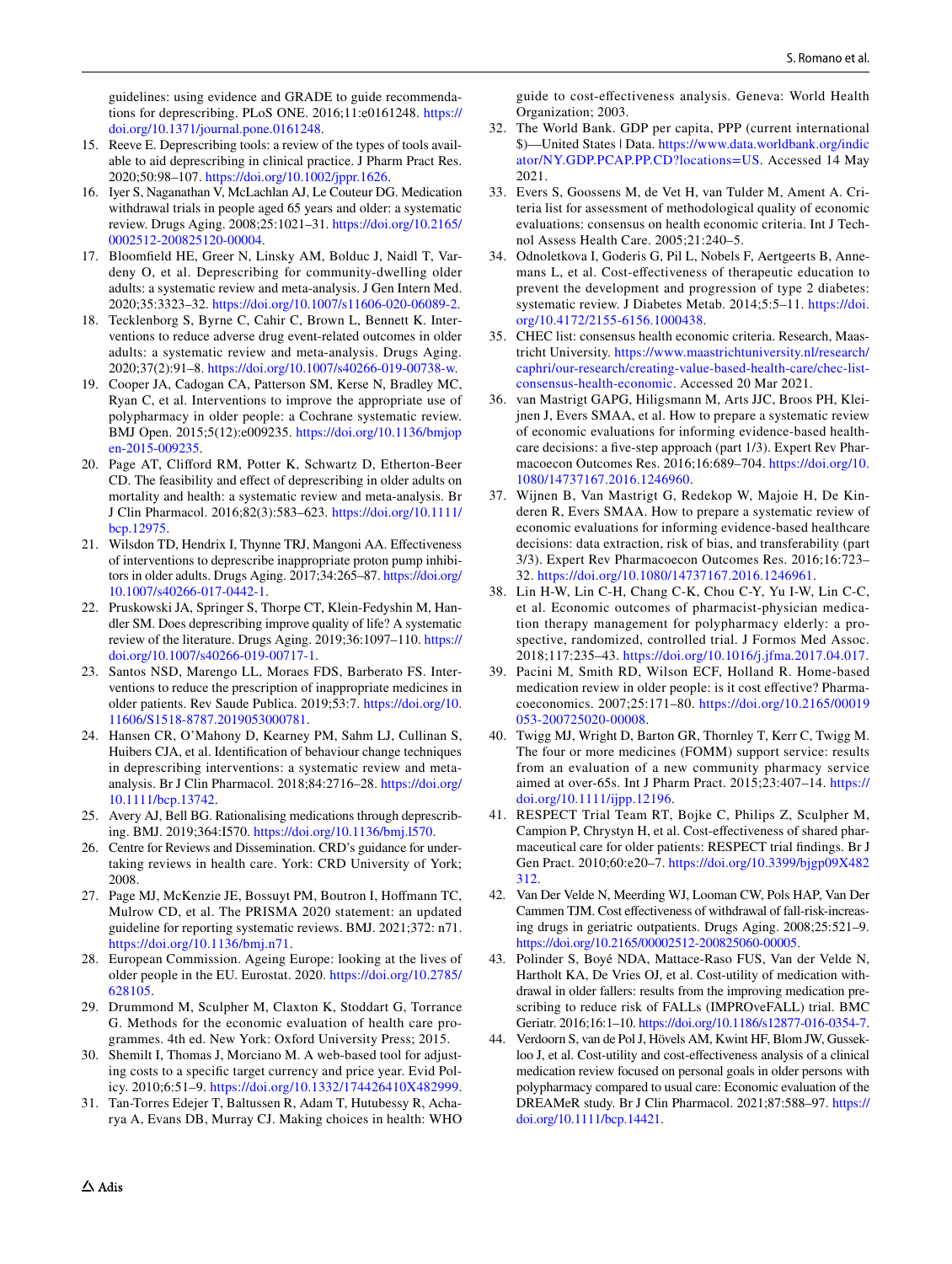guidelines: using evidence and GRADE to guide recommendations for deprescribing. PLoS ONE. 2016;11:e0161248. https://doi.org/10.1371/journal.pone.0161248.

15. Reeve E. Deprescribing tools: a review of the types of tools available to aid deprescribing in clinical practice. J Pharm Pract Res. 2020;50:98–107. https://doi.org/10.1002/jppr.1626.
16. Iyer S, Naganathan V, McLachlan AJ, Le Couteur DG. Medication withdrawal trials in people aged 65 years and older: a systematic review. Drugs Aging. 2008;25:1021–31. https://doi.org/10.2165/0002512-200825120-00004.
17. Bloomfield HE, Greer N, Linsky AM, Bolduc J, Naidl T, Vardeny O, et al. Deprescribing for community-dwelling older adults: a systematic review and meta-analysis. J Gen Intern Med. 2020;35:3323–32. https://doi.org/10.1007/s11606-020-06089-2.
18. Tecklenborg S, Byrne C, Cahir C, Brown L, Bennett K. Interventions to reduce adverse drug event-related outcomes in older adults: a systematic review and meta-analysis. Drugs Aging. 2020;37(2):91–8. https://doi.org/10.1007/s40266-019-00738-w.
19. Cooper JA, Cadogan CA, Patterson SM, Kerse N, Bradley MC, Ryan C, et al. Interventions to improve the appropriate use of polypharmacy in older people: a Cochrane systematic review. BMJ Open. 2015;5(12):e009235. https://doi.org/10.1136/bmjopen-2015-009235.
20. Page AT, Clifford RM, Potter K, Schwartz D, Etherton-Beer CD. The feasibility and effect of deprescribing in older adults on mortality and health: a systematic review and meta-analysis. Br J Clin Pharmacol. 2016;82(3):583–623. https://doi.org/10.1111/bcp.12975.
21. Wilsdon TD, Hendrix I, Thynne TRJ, Mangoni AA. Effectiveness of interventions to deprescribe inappropriate proton pump inhibitors in older adults. Drugs Aging. 2017;34:265–87. https://doi.org/10.1007/s40266-017-0442-1.
22. Pruskowski JA, Springer S, Thorpe CT, Klein-Fedyshin M, Handler SM. Does deprescribing improve quality of life? A systematic review of the literature. Drugs Aging. 2019;36:1097–110. https://doi.org/10.1007/s40266-019-00717-1.
23. Santos NSD, Marengo LL, Moraes FDS, Barberato FS. Interventions to reduce the prescription of inappropriate medicines in older patients. Rev Saude Publica. 2019;53:7. https://doi.org/10.11606/S1518-8787.2019053000781.
24. Hansen CR, O'Mahony D, Kearney PM, Sahm LJ, Cullinan S, Huibers CJA, et al. Identification of behaviour change techniques in deprescribing interventions: a systematic review and meta-analysis. Br J Clin Pharmacol. 2018;84:2716–28. https://doi.org/10.1111/bcp.13742.
25. Avery AJ, Bell BG. Rationalising medications through deprescribing. BMJ. 2019;364:I570. https://doi.org/10.1136/bmj.l570.
26. Centre for Reviews and Dissemination. CRD's guidance for undertaking reviews in health care. York: CRD University of York; 2008.
27. Page MJ, McKenzie JE, Bossuyt PM, Boutron I, Hoffmann TC, Mulrow CD, et al. The PRISMA 2020 statement: an updated guideline for reporting systematic reviews. BMJ. 2021;372: n71. https://doi.org/10.1136/bmj.n71.
28. European Commission. Ageing Europe: looking at the lives of older people in the EU. Eurostat. 2020. https://doi.org/10.2785/628105.
29. Drummond M, Sculpher M, Claxton K, Stoddart G, Torrance G. Methods for the economic evaluation of health care programmes. 4th ed. New York: Oxford University Press; 2015.
30. Shemilt I, Thomas J, Morciano M. A web-based tool for adjusting costs to a specific target currency and price year. Evid Policy. 2010;6:51–9. https://doi.org/10.1332/174426410X482999.
31. Tan-Torres Edejer T, Baltussen R, Adam T, Hutubessy R, Acharya A, Evans DB, Murray CJ. Making choices in health: WHO guide to cost-effectiveness analysis. Geneva: World Health Organization; 2003.
32. The World Bank. GDP per capita, PPP (current international $)—United States | Data. https://www.data.worldbank.org/indicator/NY.GDP.PCAP.PP.CD?locations=US. Accessed 14 May 2021.
33. Evers S, Goossens M, de Vet H, van Tulder M, Ament A. Criteria list for assessment of methodological quality of economic evaluations: consensus on health economic criteria. Int J Technol Assess Health Care. 2005;21:240–5.
34. Odnoletkova I, Goderis G, Pil L, Nobels F, Aertgeerts B, Annemans L, et al. Cost-effectiveness of therapeutic education to prevent the development and progression of type 2 diabetes: systematic review. J Diabetes Metab. 2014;5:5–11. https://doi.org/10.4172/2155-6156.1000438.
35. CHEC list: consensus health economic criteria. Research, Maastricht University. https://www.maastrichtuniversity.nl/research/caphri/our-research/creating-value-based-health-care/chec-list-consensus-health-economic. Accessed 20 Mar 2021.
36. van Mastrigt GAPG, Hiligsmann M, Arts JJC, Broos PH, Kleijnen J, Evers SMAA, et al. How to prepare a systematic review of economic evaluations for informing evidence-based healthcare decisions: a five-step approach (part 1/3). Expert Rev Pharmacoecon Outcomes Res. 2016;16:689–704. https://doi.org/10.1080/14737167.2016.1246960.
37. Wijnen B, Van Mastrigt G, Redekop W, Majoie H, De Kinderen R, Evers SMAA. How to prepare a systematic review of economic evaluations for informing evidence-based healthcare decisions: data extraction, risk of bias, and transferability (part 3/3). Expert Rev Pharmacoecon Outcomes Res. 2016;16:723–32. https://doi.org/10.1080/14737167.2016.1246961.
38. Lin H-W, Lin C-H, Chang C-K, Chou C-Y, Yu I-W, Lin C-C, et al. Economic outcomes of pharmacist-physician medication therapy management for polypharmacy elderly: a prospective, randomized, controlled trial. J Formos Med Assoc. 2018;117:235–43. https://doi.org/10.1016/j.jfma.2017.04.017.
39. Pacini M, Smith RD, Wilson ECF, Holland R. Home-based medication review in older people: is it cost effective? Pharmacoeconomics. 2007;25:171–80. https://doi.org/10.2165/00019053-200725020-00008.
40. Twigg MJ, Wright D, Barton GR, Thornley T, Kerr C, Twigg M. The four or more medicines (FOMM) support service: results from an evaluation of a new community pharmacy service aimed at over-65s. Int J Pharm Pract. 2015;23:407–14. https://doi.org/10.1111/ijpp.12196.
41. RESPECT Trial Team RT, Bojke C, Philips Z, Sculpher M, Campion P, Chrystyn H, et al. Cost-effectiveness of shared pharmaceutical care for older patients: RESPECT trial findings. Br J Gen Pract. 2010;60:e20–7. https://doi.org/10.3399/bjgp09X482312.
42. Van Der Velde N, Meerding WJ, Looman CW, Pols HAP, Van Der Cammen TJM. Cost effectiveness of withdrawal of fall-risk-increasing drugs in geriatric outpatients. Drugs Aging. 2008;25:521–9. https://doi.org/10.2165/00002512-200825060-00005.
43. Polinder S, Boyé NDA, Mattace-Raso FUS, Van der Velde N, Hartholt KA, De Vries OJ, et al. Cost-utility of medication withdrawal in older fallers: results from the improving medication prescribing to reduce risk of FALLs (IMPROveFALL) trial. BMC Geriatr. 2016;16:1–10. https://doi.org/10.1186/s12877-016-0354-7.
44. Verdoorn S, van de Pol J, Hövels AM, Kwint HF, Blom JW, Gussekloo J, et al. Cost-utility and cost-effectiveness analysis of a clinical medication review focused on personal goals in older persons with polypharmacy compared to usual care: Economic evaluation of the DREAMeR study. Br J Clin Pharmacol. 2021;87:588–97. https://doi.org/10.1111/bcp.14421.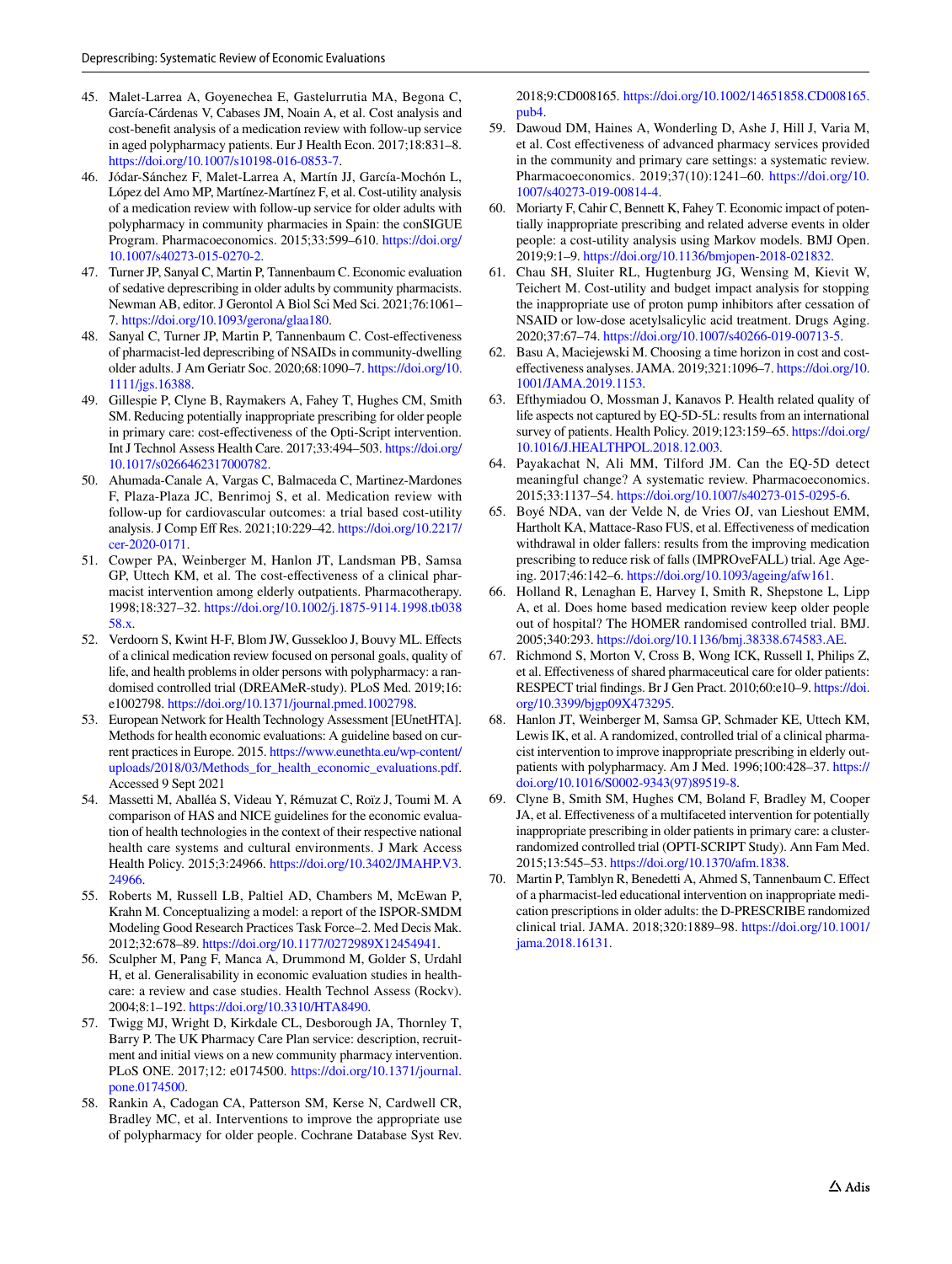45. Malet-Larrea A, Goyenechea E, Gastelurrutia MA, Begona C, García-Cárdenas V, Cabases JM, Noain A, et al. Cost analysis and cost-benefit analysis of a medication review with follow-up service in aged polypharmacy patients. Eur J Health Econ. 2017;18:831–8. https://doi.org/10.1007/s10198-016-0853-7.
46. Jódar-Sánchez F, Malet-Larrea A, Martín JJ, García-Mochón L, López del Amo MP, Martínez-Martínez F, et al. Cost-utility analysis of a medication review with follow-up service for older adults with polypharmacy in community pharmacies in Spain: the conSIGUE Program. Pharmacoeconomics. 2015;33:599–610. https://doi.org/10.1007/s40273-015-0270-2.
47. Turner JP, Sanyal C, Martin P, Tannenbaum C. Economic evaluation of sedative deprescribing in older adults by community pharmacists. Newman AB, editor. J Gerontol A Biol Sci Med Sci. 2021;76:1061–7. https://doi.org/10.1093/gerona/glaa180.
48. Sanyal C, Turner JP, Martin P, Tannenbaum C. Cost-effectiveness of pharmacist-led deprescribing of NSAIDs in community-dwelling older adults. J Am Geriatr Soc. 2020;68:1090–7. https://doi.org/10.1111/jgs.16388.
49. Gillespie P, Clyne B, Raymakers A, Fahey T, Hughes CM, Smith SM. Reducing potentially inappropriate prescribing for older people in primary care: cost-effectiveness of the Opti-Script intervention. Int J Technol Assess Health Care. 2017;33:494–503. https://doi.org/10.1017/s0266462317000782.
50. Ahumada-Canale A, Vargas C, Balmaceda C, Martinez-Mardones F, Plaza-Plaza JC, Benrimoj S, et al. Medication review with follow-up for cardiovascular outcomes: a trial based cost-utility analysis. J Comp Eff Res. 2021;10:229–42. https://doi.org/10.2217/cer-2020-0171.
51. Cowper PA, Weinberger M, Hanlon JT, Landsman PB, Samsa GP, Uttech KM, et al. The cost-effectiveness of a clinical pharmacist intervention among elderly outpatients. Pharmacotherapy. 1998;18:327–32. https://doi.org/10.1002/j.1875-9114.1998.tb03858.x.
52. Verdoorn S, Kwint H-F, Blom JW, Gussekloo J, Bouvy ML. Effects of a clinical medication review focused on personal goals, quality of life, and health problems in older persons with polypharmacy: a randomised controlled trial (DREAMeR-study). PLoS Med. 2019;16:e1002798. https://doi.org/10.1371/journal.pmed.1002798.
53. European Network for Health Technology Assessment [EUnetHTA]. Methods for health economic evaluations: A guideline based on current practices in Europe. 2015. https://www.eunethta.eu/wp-content/uploads/2018/03/Methods_for_health_economic_evaluations.pdf. Accessed 9 Sept 2021
54. Massetti M, Aballéa S, Videau Y, Rémuzat C, Roïz J, Toumi M. A comparison of HAS and NICE guidelines for the economic evaluation of health technologies in the context of their respective national health care systems and cultural environments. J Mark Access Health Policy. 2015;3:24966. https://doi.org/10.3402/JMAHP.V3.24966.
55. Roberts M, Russell LB, Paltiel AD, Chambers M, McEwan P, Krahn M. Conceptualizing a model: a report of the ISPOR-SMDM Modeling Good Research Practices Task Force–2. Med Decis Mak. 2012;32:678–89. https://doi.org/10.1177/0272989X12454941.
56. Sculpher M, Pang F, Manca A, Drummond M, Golder S, Urdahl H, et al. Generalisability in economic evaluation studies in healthcare: a review and case studies. Health Technol Assess (Rockv). 2004;8:1–192. https://doi.org/10.3310/HTA8490.
57. Twigg MJ, Wright D, Kirkdale CL, Desborough JA, Thornley T, Barry P. The UK Pharmacy Care Plan service: description, recruitment and initial views on a new community pharmacy intervention. PLoS ONE. 2017;12: e0174500. https://doi.org/10.1371/journal.pone.0174500.
58. Rankin A, Cadogan CA, Patterson SM, Kerse N, Cardwell CR, Bradley MC, et al. Interventions to improve the appropriate use of polypharmacy for older people. Cochrane Database Syst Rev. 2018;9:CD008165. https://doi.org/10.1002/14651858.CD008165.pub4.
59. Dawoud DM, Haines A, Wonderling D, Ashe J, Hill J, Varia M, et al. Cost effectiveness of advanced pharmacy services provided in the community and primary care settings: a systematic review. Pharmacoeconomics. 2019;37(10):1241–60. https://doi.org/10.1007/s40273-019-00814-4.
60. Moriarty F, Cahir C, Bennett K, Fahey T. Economic impact of potentially inappropriate prescribing and related adverse events in older people: a cost-utility analysis using Markov models. BMJ Open. 2019;9:1–9. https://doi.org/10.1136/bmjopen-2018-021832.
61. Chau SH, Sluiter RL, Hugtenburg JG, Wensing M, Kievit W, Teichert M. Cost-utility and budget impact analysis for stopping the inappropriate use of proton pump inhibitors after cessation of NSAID or low-dose acetylsalicylic acid treatment. Drugs Aging. 2020;37:67–74. https://doi.org/10.1007/s40266-019-00713-5.
62. Basu A, Maciejewski M. Choosing a time horizon in cost and cost-effectiveness analyses. JAMA. 2019;321:1096–7. https://doi.org/10.1001/JAMA.2019.1153.
63. Efthymiadou O, Mossman J, Kanavos P. Health related quality of life aspects not captured by EQ-5D-5L: results from an international survey of patients. Health Policy. 2019;123:159–65. https://doi.org/10.1016/J.HEALTHPOL.2018.12.003.
64. Payakachat N, Ali MM, Tilford JM. Can the EQ-5D detect meaningful change? A systematic review. Pharmacoeconomics. 2015;33:1137–54. https://doi.org/10.1007/s40273-015-0295-6.
65. Boyé NDA, van der Velde N, de Vries OJ, van Lieshout EMM, Hartholt KA, Mattace-Raso FUS, et al. Effectiveness of medication withdrawal in older fallers: results from the improving medication prescribing to reduce risk of falls (IMPROveFALL) trial. Age Ageing. 2017;46:142–6. https://doi.org/10.1093/ageing/afw161.
66. Holland R, Lenaghan E, Harvey I, Smith R, Shepstone L, Lipp A, et al. Does home based medication review keep older people out of hospital? The HOMER randomised controlled trial. BMJ. 2005;340:293. https://doi.org/10.1136/bmj.38338.674583.AE.
67. Richmond S, Morton V, Cross B, Wong ICK, Russell I, Philips Z, et al. Effectiveness of shared pharmaceutical care for older patients: RESPECT trial findings. Br J Gen Pract. 2010;60:e10–9. https://doi.org/10.3399/bjgp09X473295.
68. Hanlon JT, Weinberger M, Samsa GP, Schmader KE, Uttech KM, Lewis IK, et al. A randomized, controlled trial of a clinical pharmacist intervention to improve inappropriate prescribing in elderly outpatients with polypharmacy. Am J Med. 1996;100:428–37. https://doi.org/10.1016/S0002-9343(97)89519-8.
69. Clyne B, Smith SM, Hughes CM, Boland F, Bradley M, Cooper JA, et al. Effectiveness of a multifaceted intervention for potentially inappropriate prescribing in older patients in primary care: a cluster-randomized controlled trial (OPTI-SCRIPT Study). Ann Fam Med. 2015;13:545–53. https://doi.org/10.1370/afm.1838.
70. Martin P, Tamblyn R, Benedetti A, Ahmed S, Tannenbaum C. Effect of a pharmacist-led educational intervention on inappropriate medication prescriptions in older adults: the D-PRESCRIBE randomized clinical trial. JAMA. 2018;320:1889–98. https://doi.org/10.1001/jama.2018.16131.